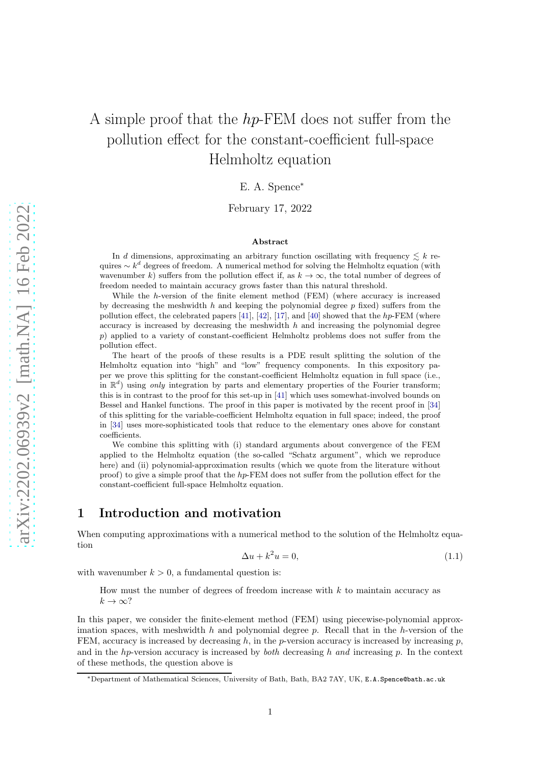# A simple proof that the $hp$-FEM does not suffer from the pollution effect for the constant-coefficient full-space Helmholtz equation

E. A. Spence[*]

February 17, 2022

### Abstract

In $d$ dimensions, approximating an arbitrary function oscillating with frequency $\lesssim k$ requires $\sim k^d$ degrees of freedom. A numerical method for solving the Helmholtz equation (with wavenumber $k$) suffers from the pollution effect if, as $k \to \infty$, the total number of degrees of freedom needed to maintain accuracy grows faster than this natural threshold.

While the $h$-version of the finite element method (FEM) (where accuracy is increased by decreasing the meshwidth $h$ and keeping the polynomial degree $p$ fixed) suffers from the pollution effect, the celebrated papers [41], [42], [17], and [40] showed that the $hp$-FEM (where accuracy is increased by decreasing the meshwidth $h$ and increasing the polynomial degree $p$) applied to a variety of constant-coefficient Helmholtz problems does not suffer from the pollution effect.

The heart of the proofs of these results is a PDE result splitting the solution of the Helmholtz equation into "high" and "low" frequency components. In this expository paper we prove this splitting for the constant-coefficient Helmholtz equation in full space (i.e., in $\mathbb{R}^d$) using *only* integration by parts and elementary properties of the Fourier transform; this is in contrast to the proof for this set-up in [41] which uses somewhat-involved bounds on Bessel and Hankel functions. The proof in this paper is motivated by the recent proof in [34] of this splitting for the variable-coefficient Helmholtz equation in full space; indeed, the proof in [34] uses more-sophisticated tools that reduce to the elementary ones above for constant coefficients.

We combine this splitting with (i) standard arguments about convergence of the FEM applied to the Helmholtz equation (the so-called "Schatz argument", which we reproduce here) and (ii) polynomial-approximation results (which we quote from the literature without proof) to give a simple proof that the $hp$-FEM does not suffer from the pollution effect for the constant-coefficient full-space Helmholtz equation.

## 1 Introduction and motivation

When computing approximations with a numerical method to the solution of the Helmholtz equation

$$\Delta u + k^2 u = 0, \tag{1.1}$$

with wavenumber $k > 0$, a fundamental question is:

> How must the number of degrees of freedom increase with $k$ to maintain accuracy as $k \to \infty$?

In this paper, we consider the finite-element method (FEM) using piecewise-polynomial approximation spaces, with meshwidth $h$ and polynomial degree $p$. Recall that in the $h$-version of the FEM, accuracy is increased by decreasing $h$, in the $p$-version accuracy is increased by increasing $p$, and in the $hp$-version accuracy is increased by *both* decreasing $h$ *and* increasing $p$. In the context of these methods, the question above is

[*]Department of Mathematical Sciences, University of Bath, Bath, BA2 7AY, UK, E.A.Spence@bath.ac.uk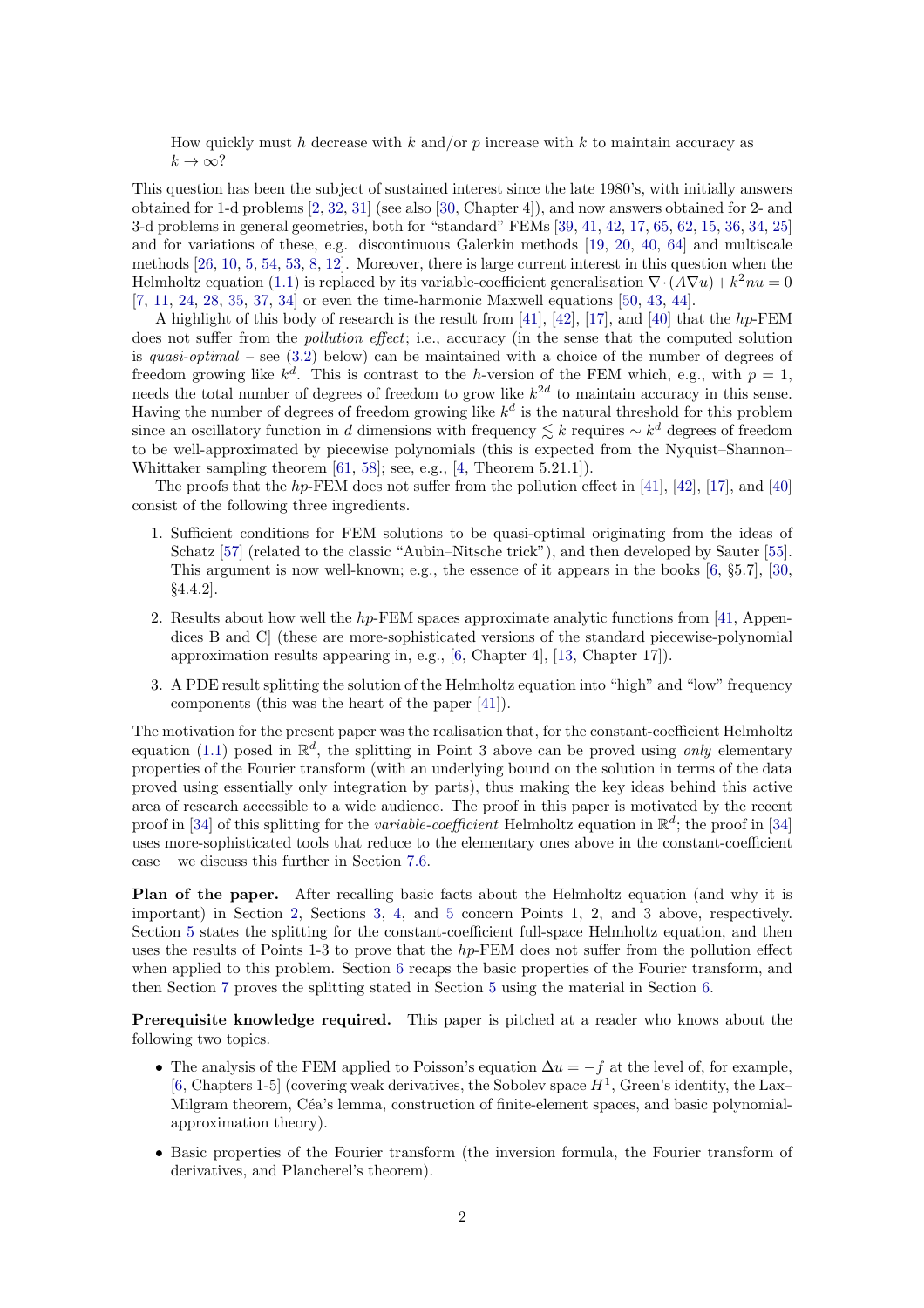How quickly must $h$ decrease with $k$ and/or $p$ increase with $k$ to maintain accuracy as $k \to \infty$?

This question has been the subject of sustained interest since the late 1980's, with initially answers obtained for 1-d problems [2, 32, 31] (see also [30, Chapter 4]), and now answers obtained for 2- and 3-d problems in general geometries, both for "standard" FEMs [39, 41, 42, 17, 65, 62, 15, 36, 34, 25] and for variations of these, e.g. discontinuous Galerkin methods [19, 20, 40, 64] and multiscale methods [26, 10, 5, 54, 53, 8, 12]. Moreover, there is large current interest in this question when the Helmholtz equation (1.1) is replaced by its variable-coefficient generalisation $\nabla \cdot (A \nabla u) + k^2 n u = 0$ [7, 11, 24, 28, 35, 37, 34] or even the time-harmonic Maxwell equations [50, 43, 44].

A highlight of this body of research is the result from [41], [42], [17], and [40] that the $hp$-FEM does not suffer from the *pollution effect*; i.e., accuracy (in the sense that the computed solution is *quasi-optimal* – see (3.2) below) can be maintained with a choice of the number of degrees of freedom growing like $k^d$. This is contrast to the $h$-version of the FEM which, e.g., with $p = 1$, needs the total number of degrees of freedom to grow like $k^{2d}$ to maintain accuracy in this sense. Having the number of degrees of freedom growing like $k^d$ is the natural threshold for this problem since an oscillatory function in $d$ dimensions with frequency $\lesssim k$ requires $\sim k^d$ degrees of freedom to be well-approximated by piecewise polynomials (this is expected from the Nyquist–Shannon–Whittaker sampling theorem [61, 58]; see, e.g., [4, Theorem 5.21.1]).

The proofs that the $hp$-FEM does not suffer from the pollution effect in [41], [42], [17], and [40] consist of the following three ingredients.

1. Sufficient conditions for FEM solutions to be quasi-optimal originating from the ideas of Schatz [57] (related to the classic "Aubin–Nitsche trick"), and then developed by Sauter [55]. This argument is now well-known; e.g., the essence of it appears in the books [6, §5.7], [30, §4.4.2].
2. Results about how well the $hp$-FEM spaces approximate analytic functions from [41, Appendices B and C] (these are more-sophisticated versions of the standard piecewise-polynomial approximation results appearing in, e.g., [6, Chapter 4], [13, Chapter 17]).
3. A PDE result splitting the solution of the Helmholtz equation into "high" and "low" frequency components (this was the heart of the paper [41]).

The motivation for the present paper was the realisation that, for the constant-coefficient Helmholtz equation (1.1) posed in $\mathbb{R}^d$, the splitting in Point 3 above can be proved using *only* elementary properties of the Fourier transform (with an underlying bound on the solution in terms of the data proved using essentially only integration by parts), thus making the key ideas behind this active area of research accessible to a wide audience. The proof in this paper is motivated by the recent proof in [34] of this splitting for the *variable-coefficient* Helmholtz equation in $\mathbb{R}^d$; the proof in [34] uses more-sophisticated tools that reduce to the elementary ones above in the constant-coefficient case – we discuss this further in Section 7.6.

**Plan of the paper.** After recalling basic facts about the Helmholtz equation (and why it is important) in Section 2, Sections 3, 4, and 5 concern Points 1, 2, and 3 above, respectively. Section 5 states the splitting for the constant-coefficient full-space Helmholtz equation, and then uses the results of Points 1-3 to prove that the $hp$-FEM does not suffer from the pollution effect when applied to this problem. Section 6 recaps the basic properties of the Fourier transform, and then Section 7 proves the splitting stated in Section 5 using the material in Section 6.

**Prerequisite knowledge required.** This paper is pitched at a reader who knows about the following two topics.

- The analysis of the FEM applied to Poisson's equation $\Delta u = -f$ at the level of, for example, [6, Chapters 1-5] (covering weak derivatives, the Sobolev space $H^1$, Green's identity, the Lax–Milgram theorem, Céa's lemma, construction of finite-element spaces, and basic polynomial-approximation theory).
- Basic properties of the Fourier transform (the inversion formula, the Fourier transform of derivatives, and Plancherel's theorem).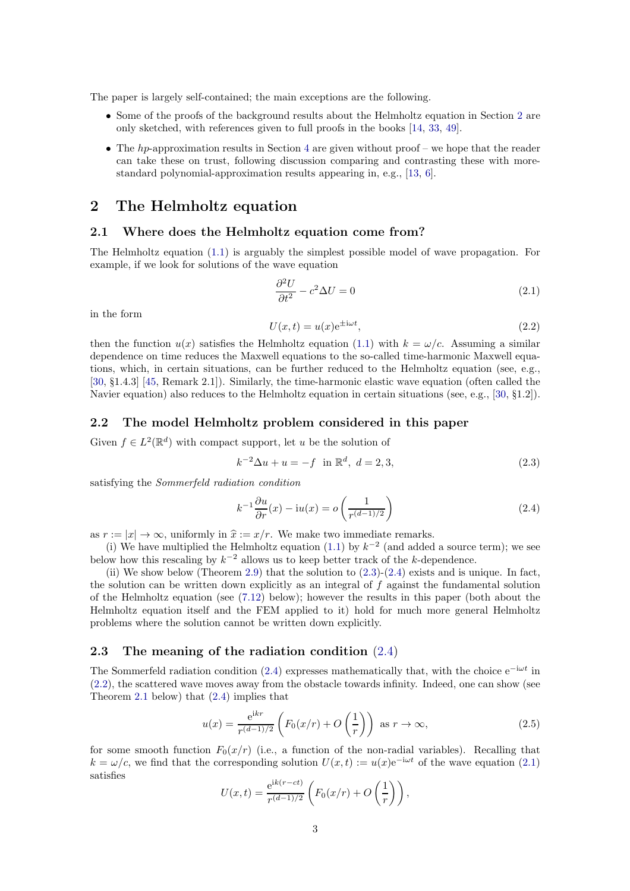The paper is largely self-contained; the main exceptions are the following.

- Some of the proofs of the background results about the Helmholtz equation in Section 2 are only sketched, with references given to full proofs in the books [14, 33, 49].
- The $hp$-approximation results in Section 4 are given without proof – we hope that the reader can take these on trust, following discussion comparing and contrasting these with more-standard polynomial-approximation results appearing in, e.g., [13, 6].

## 2 The Helmholtz equation

### 2.1 Where does the Helmholtz equation come from?

The Helmholtz equation (1.1) is arguably the simplest possible model of wave propagation. For example, if we look for solutions of the wave equation

$$\frac{\partial^2 U}{\partial t^2} - c^2 \Delta U = 0 \tag{2.1}$$

in the form

$$U(x,t) = u(x)\mathrm{e}^{\pm \mathrm{i}\omega t}, \tag{2.2}$$

then the function $u(x)$ satisfies the Helmholtz equation (1.1) with $k = \omega/c$. Assuming a similar dependence on time reduces the Maxwell equations to the so-called time-harmonic Maxwell equations, which, in certain situations, can be further reduced to the Helmholtz equation (see, e.g., [30, §1.4.3] [45, Remark 2.1]). Similarly, the time-harmonic elastic wave equation (often called the Navier equation) also reduces to the Helmholtz equation in certain situations (see, e.g., [30, §1.2]).

### 2.2 The model Helmholtz problem considered in this paper

Given $f \in L^2(\mathbb{R}^d)$ with compact support, let $u$ be the solution of

$$k^{-2}\Delta u + u = -f \quad \text{in } \mathbb{R}^d, \ d = 2,3, \tag{2.3}$$

satisfying the *Sommerfeld radiation condition*

$$k^{-1}\frac{\partial u}{\partial r}(x) - \mathrm{i}u(x) = o\left(\frac{1}{r^{(d-1)/2}}\right) \tag{2.4}$$

as $r := |x| \to \infty$, uniformly in $\widehat{x} := x/r$. We make two immediate remarks.

(i) We have multiplied the Helmholtz equation (1.1) by $k^{-2}$ (and added a source term); we see below how this rescaling by $k^{-2}$ allows us to keep better track of the $k$-dependence.

(ii) We show below (Theorem 2.9) that the solution to (2.3)-(2.4) exists and is unique. In fact, the solution can be written down explicitly as an integral of $f$ against the fundamental solution of the Helmholtz equation (see (7.12) below); however the results in this paper (both about the Helmholtz equation itself and the FEM applied to it) hold for much more general Helmholtz problems where the solution cannot be written down explicitly.

### 2.3 The meaning of the radiation condition (2.4)

The Sommerfeld radiation condition (2.4) expresses mathematically that, with the choice $\mathrm{e}^{-\mathrm{i}\omega t}$ in (2.2), the scattered wave moves away from the obstacle towards infinity. Indeed, one can show (see Theorem 2.1 below) that (2.4) implies that

$$u(x) = \frac{\mathrm{e}^{\mathrm{i}kr}}{r^{(d-1)/2}}\left(F_0(x/r) + O\left(\frac{1}{r}\right)\right) \quad \text{as } r \to \infty, \tag{2.5}$$

for some smooth function $F_0(x/r)$ (i.e., a function of the non-radial variables). Recalling that $k = \omega/c$, we find that the corresponding solution $U(x,t) := u(x)\mathrm{e}^{-\mathrm{i}\omega t}$ of the wave equation (2.1) satisfies

$$U(x,t) = \frac{\mathrm{e}^{\mathrm{i}k(r-ct)}}{r^{(d-1)/2}}\left(F_0(x/r) + O\left(\frac{1}{r}\right)\right),$$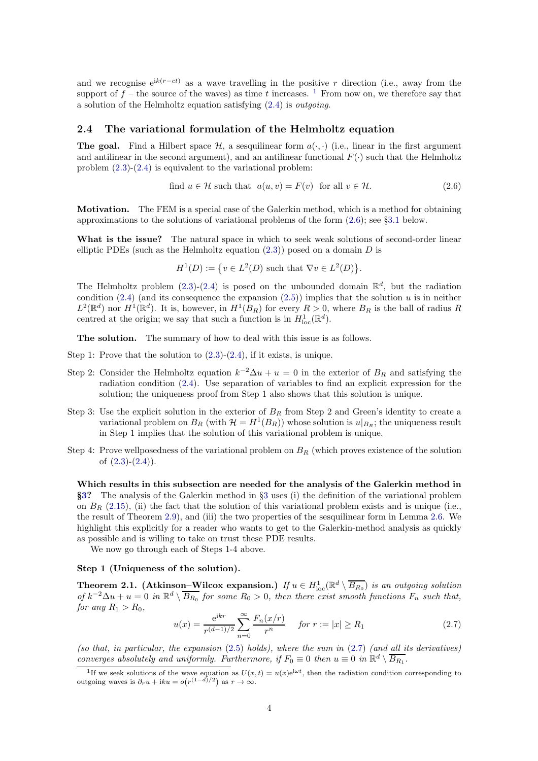and we recognise $e^{ik(r-ct)}$ as a wave travelling in the positive $r$ direction (i.e., away from the support of $f$ – the source of the waves) as time $t$ increases. [1] From now on, we therefore say that a solution of the Helmholtz equation satisfying (2.4) is *outgoing*.

## 2.4 The variational formulation of the Helmholtz equation

**The goal.** Find a Hilbert space $\mathcal{H}$, a sesquilinear form $a(\cdot,\cdot)$ (i.e., linear in the first argument and antilinear in the second argument), and an antilinear functional $F(\cdot)$ such that the Helmholtz problem (2.3)-(2.4) is equivalent to the variational problem:

$$\text{find } u \in \mathcal{H} \text{ such that } \; a(u,v) = F(v) \; \text{ for all } v \in \mathcal{H}. \tag{2.6}$$

**Motivation.** The FEM is a special case of the Galerkin method, which is a method for obtaining approximations to the solutions of variational problems of the form (2.6); see §3.1 below.

**What is the issue?** The natural space in which to seek weak solutions of second-order linear elliptic PDEs (such as the Helmholtz equation (2.3)) posed on a domain $D$ is

$$H^1(D) := \big\{ v \in L^2(D) \text{ such that } \nabla v \in L^2(D) \big\}.$$

The Helmholtz problem (2.3)-(2.4) is posed on the unbounded domain $\mathbb{R}^d$, but the radiation condition (2.4) (and its consequence the expansion (2.5)) implies that the solution $u$ is in neither $L^2(\mathbb{R}^d)$ nor $H^1(\mathbb{R}^d)$. It is, however, in $H^1(B_R)$ for every $R > 0$, where $B_R$ is the ball of radius $R$ centred at the origin; we say that such a function is in $H^1_{\rm loc}(\mathbb{R}^d)$.

**The solution.** The summary of how to deal with this issue is as follows.

Step 1: Prove that the solution to (2.3)-(2.4), if it exists, is unique.

Step 2: Consider the Helmholtz equation $k^{-2}\Delta u + u = 0$ in the exterior of $B_R$ and satisfying the radiation condition (2.4). Use separation of variables to find an explicit expression for the solution; the uniqueness proof from Step 1 also shows that this solution is unique.

Step 3: Use the explicit solution in the exterior of $B_R$ from Step 2 and Green's identity to create a variational problem on $B_R$ (with $\mathcal{H} = H^1(B_R)$) whose solution is $u|_{B_R}$; the uniqueness result in Step 1 implies that the solution of this variational problem is unique.

Step 4: Prove wellposedness of the variational problem on $B_R$ (which proves existence of the solution of (2.3)-(2.4)).

**Which results in this subsection are needed for the analysis of the Galerkin method in §3?** The analysis of the Galerkin method in §3 uses (i) the definition of the variational problem on $B_R$ (2.15), (ii) the fact that the solution of this variational problem exists and is unique (i.e., the result of Theorem 2.9), and (iii) the two properties of the sesquilinear form in Lemma 2.6. We highlight this explicitly for a reader who wants to get to the Galerkin-method analysis as quickly as possible and is willing to take on trust these PDE results.

We now go through each of Steps 1-4 above.

**Step 1 (Uniqueness of the solution).**

**Theorem 2.1. (Atkinson–Wilcox expansion.)** *If $u \in H^1_{\rm loc}(\mathbb{R}^d \setminus \overline{B_{R_0}})$ is an outgoing solution of $k^{-2}\Delta u + u = 0$ in $\mathbb{R}^d \setminus \overline{B_{R_0}}$ for some $R_0 > 0$, then there exist smooth functions $F_n$ such that, for any $R_1 > R_0$,*

$$u(x) = \frac{e^{ikr}}{r^{(d-1)/2}} \sum_{n=0}^{\infty} \frac{F_n(x/r)}{r^n} \quad \text{ for } r := |x| \geq R_1 \tag{2.7}$$

*(so that, in particular, the expansion (2.5) holds), where the sum in (2.7) (and all its derivatives) converges absolutely and uniformly. Furthermore, if $F_0 \equiv 0$ then $u \equiv 0$ in $\mathbb{R}^d \setminus \overline{B_{R_1}}$.*

[1] If we seek solutions of the wave equation as $U(x,t) = u(x)e^{i\omega t}$, then the radiation condition corresponding to outgoing waves is $\partial_r u + iku = o\big(r^{(1-d)/2}\big)$ as $r \to \infty$.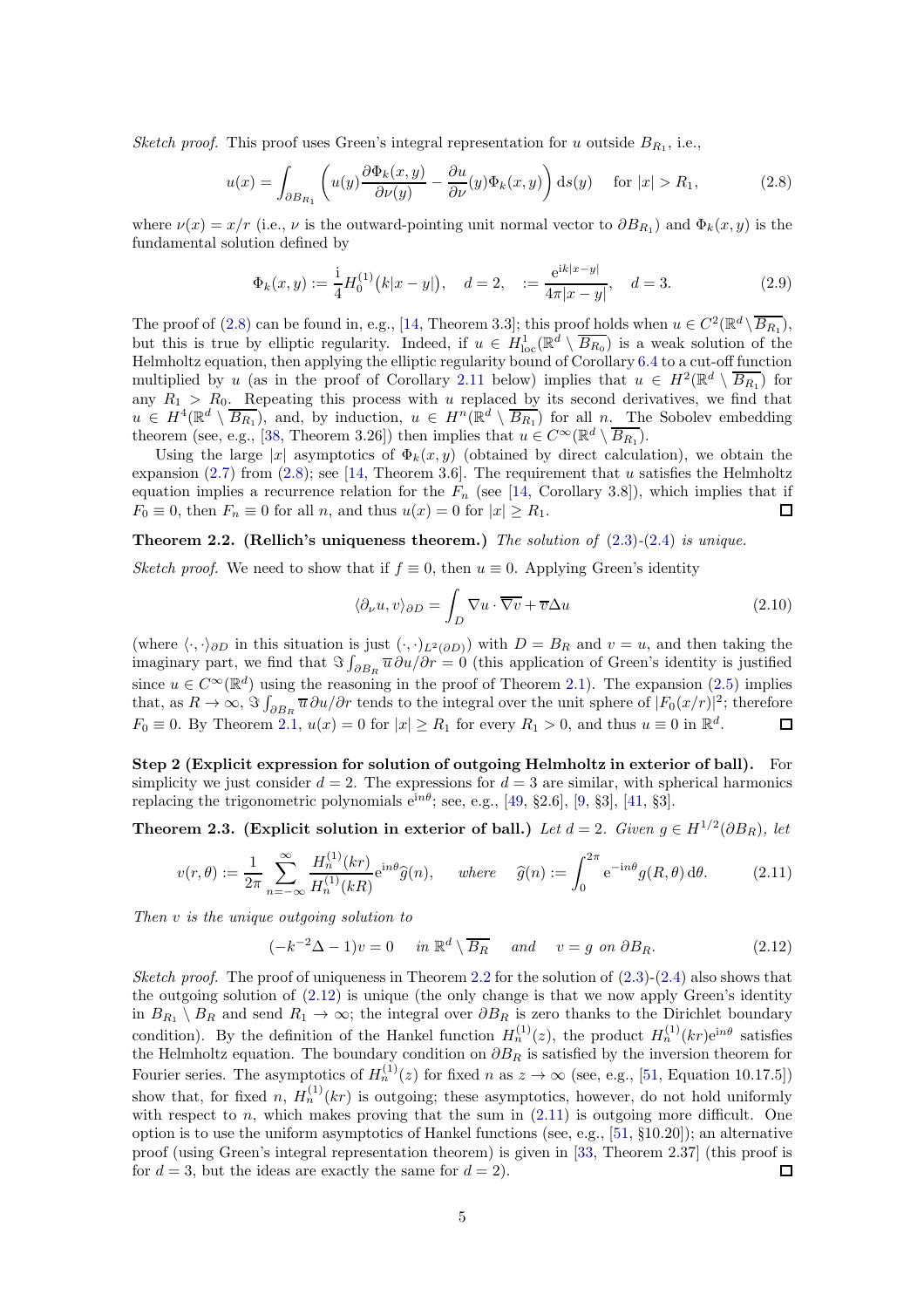*Sketch proof.* This proof uses Green's integral representation for $u$ outside $B_{R_1}$, i.e.,

$$u(x) = \int_{\partial B_{R_1}} \left( u(y) \frac{\partial \Phi_k(x,y)}{\partial \nu(y)} - \frac{\partial u}{\partial \nu}(y) \Phi_k(x,y) \right) \mathrm{d}s(y) \quad \text{for } |x| > R_1, \tag{2.8}$$

where $\nu(x) = x/r$ (i.e., $\nu$ is the outward-pointing unit normal vector to $\partial B_{R_1}$) and $\Phi_k(x,y)$ is the fundamental solution defined by

$$\Phi_k(x,y) := \frac{\mathrm{i}}{4} H_0^{(1)}\big(k|x-y|\big), \quad d = 2, \quad := \frac{\mathrm{e}^{\mathrm{i}k|x-y|}}{4\pi|x-y|}, \quad d = 3. \tag{2.9}$$

The proof of (2.8) can be found in, e.g., [14, Theorem 3.3]; this proof holds when $u \in C^2(\mathbb{R}^d \setminus \overline{B_{R_1}})$, but this is true by elliptic regularity. Indeed, if $u \in H^1_{\rm loc}(\mathbb{R}^d \setminus \overline{B_{R_0}})$ is a weak solution of the Helmholtz equation, then applying the elliptic regularity bound of Corollary 6.4 to a cut-off function multiplied by $u$ (as in the proof of Corollary 2.11 below) implies that $u \in H^2(\mathbb{R}^d \setminus \overline{B_{R_1}})$ for any $R_1 > R_0$. Repeating this process with $u$ replaced by its second derivatives, we find that $u \in H^4(\mathbb{R}^d \setminus \overline{B_{R_1}})$, and, by induction, $u \in H^n(\mathbb{R}^d \setminus \overline{B_{R_1}})$ for all $n$. The Sobolev embedding theorem (see, e.g., [38, Theorem 3.26]) then implies that $u \in C^\infty(\mathbb{R}^d \setminus \overline{B_{R_1}})$.

Using the large $|x|$ asymptotics of $\Phi_k(x,y)$ (obtained by direct calculation), we obtain the expansion (2.7) from (2.8); see [14, Theorem 3.6]. The requirement that $u$ satisfies the Helmholtz equation implies a recurrence relation for the $F_n$ (see [14, Corollary 3.8]), which implies that if $F_0 \equiv 0$, then $F_n \equiv 0$ for all $n$, and thus $u(x) = 0$ for $|x| \geq R_1$. $\square$

**Theorem 2.2. (Rellich's uniqueness theorem.)** *The solution of (2.3)-(2.4) is unique.*

*Sketch proof.* We need to show that if $f \equiv 0$, then $u \equiv 0$. Applying Green's identity

$$\langle \partial_\nu u, v \rangle_{\partial D} = \int_D \nabla u \cdot \overline{\nabla v} + \overline{v} \Delta u \tag{2.10}$$

(where $\langle \cdot,\cdot \rangle_{\partial D}$ in this situation is just $(\cdot,\cdot)_{L^2(\partial D)}$) with $D = B_R$ and $v = u$, and then taking the imaginary part, we find that $\Im \int_{\partial B_R} \overline{u}\, \partial u/\partial r = 0$ (this application of Green's identity is justified since $u \in C^\infty(\mathbb{R}^d)$ using the reasoning in the proof of Theorem 2.1). The expansion (2.5) implies that, as $R \to \infty$, $\Im \int_{\partial B_R} \overline{u}\, \partial u/\partial r$ tends to the integral over the unit sphere of $|F_0(x/r)|^2$; therefore $F_0 \equiv 0$. By Theorem 2.1, $u(x) = 0$ for $|x| \geq R_1$ for every $R_1 > 0$, and thus $u \equiv 0$ in $\mathbb{R}^d$. $\square$

**Step 2 (Explicit expression for solution of outgoing Helmholtz in exterior of ball).** For simplicity we just consider $d = 2$. The expressions for $d = 3$ are similar, with spherical harmonics replacing the trigonometric polynomials $\mathrm{e}^{\mathrm{i}n\theta}$; see, e.g., [49, §2.6], [9, §3], [41, §3].

**Theorem 2.3. (Explicit solution in exterior of ball.)** *Let $d = 2$. Given $g \in H^{1/2}(\partial B_R)$, let*

$$v(r,\theta) := \frac{1}{2\pi} \sum_{n=-\infty}^{\infty} \frac{H_n^{(1)}(kr)}{H_n^{(1)}(kR)} \mathrm{e}^{\mathrm{i}n\theta} \widehat{g}(n), \quad \textit{where} \quad \widehat{g}(n) := \int_0^{2\pi} \mathrm{e}^{-\mathrm{i}n\theta} g(R,\theta)\, \mathrm{d}\theta. \tag{2.11}$$

*Then $v$ is the unique outgoing solution to*

$$(-k^{-2}\Delta - 1)v = 0 \quad \textit{in } \mathbb{R}^d \setminus \overline{B_R} \quad \textit{and} \quad v = g \textit{ on } \partial B_R. \tag{2.12}$$

*Sketch proof.* The proof of uniqueness in Theorem 2.2 for the solution of (2.3)-(2.4) also shows that the outgoing solution of (2.12) is unique (the only change is that we now apply Green's identity in $B_{R_1} \setminus B_R$ and send $R_1 \to \infty$; the integral over $\partial B_R$ is zero thanks to the Dirichlet boundary condition). By the definition of the Hankel function $H_n^{(1)}(z)$, the product $H_n^{(1)}(kr)\mathrm{e}^{\mathrm{i}n\theta}$ satisfies the Helmholtz equation. The boundary condition on $\partial B_R$ is satisfied by the inversion theorem for Fourier series. The asymptotics of $H_n^{(1)}(z)$ for fixed $n$ as $z \to \infty$ (see, e.g., [51, Equation 10.17.5]) show that, for fixed $n$, $H_n^{(1)}(kr)$ is outgoing; these asymptotics, however, do not hold uniformly with respect to $n$, which makes proving that the sum in (2.11) is outgoing more difficult. One option is to use the uniform asymptotics of Hankel functions (see, e.g., [51, §10.20]); an alternative proof (using Green's integral representation theorem) is given in [33, Theorem 2.37] (this proof is for $d = 3$, but the ideas are exactly the same for $d = 2$). $\square$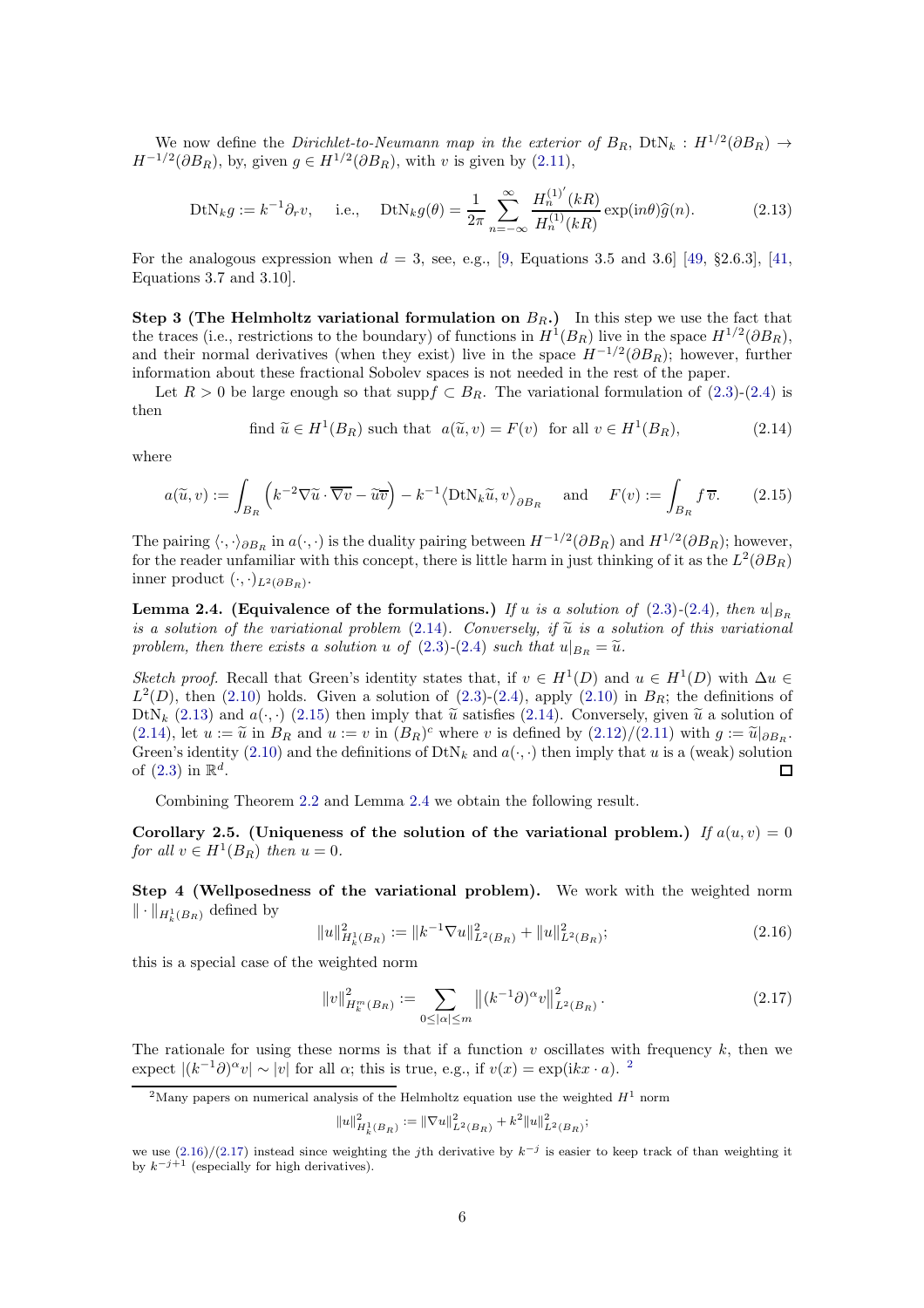We now define the *Dirichlet-to-Neumann map in the exterior of* $B_R$, $\mathrm{DtN}_k : H^{1/2}(\partial B_R) \to H^{-1/2}(\partial B_R)$, by, given $g \in H^{1/2}(\partial B_R)$, with $v$ is given by (2.11),

$$\mathrm{DtN}_k g := k^{-1}\partial_r v, \quad \text{ i.e.,} \quad \mathrm{DtN}_k g(\theta) = \frac{1}{2\pi}\sum_{n=-\infty}^{\infty} \frac{H_n^{(1)'}(kR)}{H_n^{(1)}(kR)} \exp(\mathrm{i}n\theta)\widehat{g}(n). \tag{2.13}$$

For the analogous expression when $d = 3$, see, e.g., [9, Equations 3.5 and 3.6] [49, §2.6.3], [41, Equations 3.7 and 3.10].

**Step 3 (The Helmholtz variational formulation on $B_R$.)** In this step we use the fact that the traces (i.e., restrictions to the boundary) of functions in $H^1(B_R)$ live in the space $H^{1/2}(\partial B_R)$, and their normal derivatives (when they exist) live in the space $H^{-1/2}(\partial B_R)$; however, further information about these fractional Sobolev spaces is not needed in the rest of the paper.

Let $R > 0$ be large enough so that $\operatorname{supp} f \subset B_R$. The variational formulation of (2.3)-(2.4) is then

$$\text{find } \widetilde{u} \in H^1(B_R) \text{ such that } \ a(\widetilde{u}, v) = F(v) \ \text{ for all } v \in H^1(B_R), \tag{2.14}$$

where

$$a(\widetilde{u}, v) := \int_{B_R} \Big( k^{-2}\nabla\widetilde{u}\cdot\overline{\nabla v} - \widetilde{u}\overline{v}\Big) - k^{-1}\big\langle \mathrm{DtN}_k\widetilde{u}, v\big\rangle_{\partial B_R} \quad \text{ and } \quad F(v) := \int_{B_R} f\,\overline{v}. \tag{2.15}$$

The pairing $\langle\cdot,\cdot\rangle_{\partial B_R}$ in $a(\cdot,\cdot)$ is the duality pairing between $H^{-1/2}(\partial B_R)$ and $H^{1/2}(\partial B_R)$; however, for the reader unfamiliar with this concept, there is little harm in just thinking of it as the $L^2(\partial B_R)$ inner product $(\cdot,\cdot)_{L^2(\partial B_R)}$.

**Lemma 2.4. (Equivalence of the formulations.)** *If $u$ is a solution of (2.3)-(2.4), then $u|_{B_R}$ is a solution of the variational problem (2.14). Conversely, if $\widetilde{u}$ is a solution of this variational problem, then there exists a solution $u$ of (2.3)-(2.4) such that $u|_{B_R} = \widetilde{u}$.*

*Sketch proof.* Recall that Green's identity states that, if $v \in H^1(D)$ and $u \in H^1(D)$ with $\Delta u \in L^2(D)$, then (2.10) holds. Given a solution of (2.3)-(2.4), apply (2.10) in $B_R$; the definitions of $\mathrm{DtN}_k$ (2.13) and $a(\cdot,\cdot)$ (2.15) then imply that $\widetilde{u}$ satisfies (2.14). Conversely, given $\widetilde{u}$ a solution of (2.14), let $u := \widetilde{u}$ in $B_R$ and $u := v$ in $(B_R)^c$ where $v$ is defined by (2.12)/(2.11) with $g := \widetilde{u}|_{\partial B_R}$. Green's identity (2.10) and the definitions of $\mathrm{DtN}_k$ and $a(\cdot,\cdot)$ then imply that $u$ is a (weak) solution of (2.3) in $\mathbb{R}^d$. □

Combining Theorem 2.2 and Lemma 2.4 we obtain the following result.

**Corollary 2.5. (Uniqueness of the solution of the variational problem.)** *If $a(u, v) = 0$ for all $v \in H^1(B_R)$ then $u = 0$.*

**Step 4 (Wellposedness of the variational problem).** We work with the weighted norm $\|\cdot\|_{H^1_k(B_R)}$ defined by

$$\|u\|^2_{H^1_k(B_R)} := \|k^{-1}\nabla u\|^2_{L^2(B_R)} + \|u\|^2_{L^2(B_R)}; \tag{2.16}$$

this is a special case of the weighted norm

$$\|v\|^2_{H^m_k(B_R)} := \sum_{0\le|\alpha|\le m} \big\|(k^{-1}\partial)^\alpha v\big\|^2_{L^2(B_R)}. \tag{2.17}$$

The rationale for using these norms is that if a function $v$ oscillates with frequency $k$, then we expect $|(k^{-1}\partial)^\alpha v| \sim |v|$ for all $\alpha$; this is true, e.g., if $v(x) = \exp(\mathrm{i}kx\cdot a)$. [2]

---

[2] Many papers on numerical analysis of the Helmholtz equation use the weighted $H^1$ norm

$$\|u\|^2_{H^1_k(B_R)} := \|\nabla u\|^2_{L^2(B_R)} + k^2\|u\|^2_{L^2(B_R)};$$

we use (2.16)/(2.17) instead since weighting the $j$th derivative by $k^{-j}$ is easier to keep track of than weighting it by $k^{-j+1}$ (especially for high derivatives).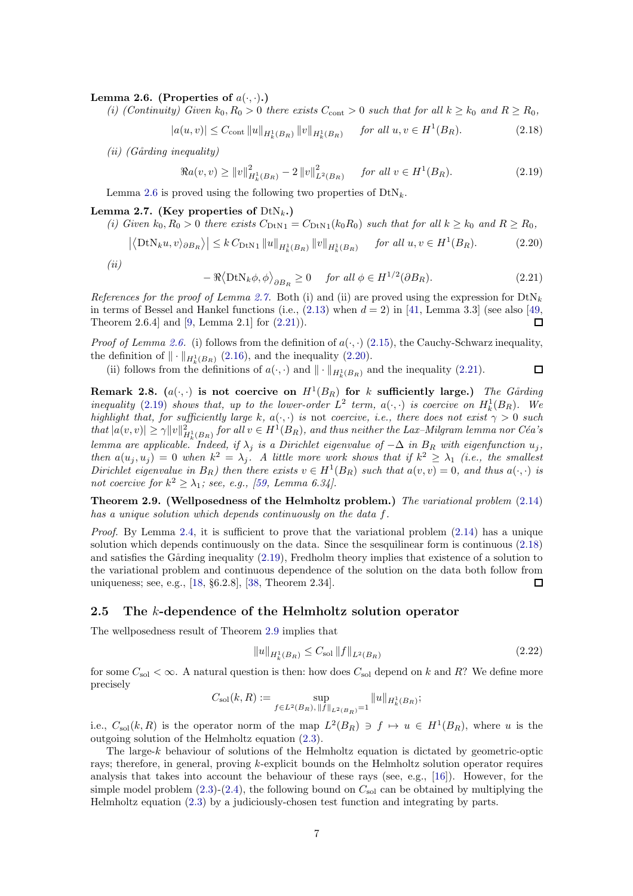**Lemma 2.6. (Properties of $a(\cdot,\cdot)$.)**

*(i) (Continuity) Given $k_0, R_0 > 0$ there exists $C_{\rm cont} > 0$ such that for all $k \geq k_0$ and $R \geq R_0$,*

$$|a(u,v)| \leq C_{\rm cont} \, \|u\|_{H^1_k(B_R)} \, \|v\|_{H^1_k(B_R)} \qquad \text{for all } u, v \in H^1(B_R). \tag{2.18}$$

*(ii) (Gårding inequality)*

$$\Re a(v,v) \geq \|v\|^2_{H^1_k(B_R)} - 2\,\|v\|^2_{L^2(B_R)} \qquad \text{for all } v \in H^1(B_R). \tag{2.19}$$

Lemma 2.6 is proved using the following two properties of $\mathrm{DtN}_k$.

**Lemma 2.7. (Key properties of $\mathrm{DtN}_k$.)**

*(i) Given $k_0, R_0 > 0$ there exists $C_{\mathrm{DtN}1} = C_{\mathrm{DtN}1}(k_0 R_0)$ such that for all $k \geq k_0$ and $R \geq R_0$,*

$$\left|\left\langle \mathrm{DtN}_k u, v \right\rangle_{\partial B_R}\right| \leq k \, C_{\mathrm{DtN}1} \, \|u\|_{H^1_k(B_R)} \, \|v\|_{H^1_k(B_R)} \qquad \text{for all } u, v \in H^1(B_R). \tag{2.20}$$

*(ii)*

$$-\Re\left\langle \mathrm{DtN}_k \phi, \phi \right\rangle_{\partial B_R} \geq 0 \qquad \text{for all } \phi \in H^{1/2}(\partial B_R). \tag{2.21}$$

*References for the proof of Lemma 2.7.* Both (i) and (ii) are proved using the expression for $\mathrm{DtN}_k$ in terms of Bessel and Hankel functions (i.e., (2.13) when $d=2$) in [41, Lemma 3.3] (see also [49, Theorem 2.6.4] and [9, Lemma 2.1] for (2.21)). □

*Proof of Lemma 2.6.* (i) follows from the definition of $a(\cdot,\cdot)$ (2.15), the Cauchy-Schwarz inequality, the definition of $\|\cdot\|_{H^1_k(B_R)}$ (2.16), and the inequality (2.20).

(ii) follows from the definitions of $a(\cdot,\cdot)$ and $\|\cdot\|_{H^1_k(B_R)}$ and the inequality (2.21). □

**Remark 2.8. ($a(\cdot,\cdot)$ is not coercive on $H^1(B_R)$ for $k$ sufficiently large.)** *The Gårding inequality (2.19) shows that, up to the lower-order $L^2$ term, $a(\cdot,\cdot)$ is coercive on $H^1_k(B_R)$. We highlight that, for sufficiently large $k$, $a(\cdot,\cdot)$ is not coercive, i.e., there does not exist $\gamma > 0$ such that $|a(v,v)| \geq \gamma \|v\|^2_{H^1_k(B_R)}$ for all $v \in H^1(B_R)$, and thus neither the Lax–Milgram lemma nor Céa's lemma are applicable. Indeed, if $\lambda_j$ is a Dirichlet eigenvalue of $-\Delta$ in $B_R$ with eigenfunction $u_j$, then $a(u_j,u_j) = 0$ when $k^2 = \lambda_j$. A little more work shows that if $k^2 \geq \lambda_1$ (i.e., the smallest Dirichlet eigenvalue in $B_R$) then there exists $v \in H^1(B_R)$ such that $a(v,v) = 0$, and thus $a(\cdot,\cdot)$ is not coercive for $k^2 \geq \lambda_1$; see, e.g., [59, Lemma 6.34].*

**Theorem 2.9. (Wellposedness of the Helmholtz problem.)** *The variational problem (2.14) has a unique solution which depends continuously on the data $f$.*

*Proof.* By Lemma 2.4, it is sufficient to prove that the variational problem (2.14) has a unique solution which depends continuously on the data. Since the sesquilinear form is continuous (2.18) and satisfies the Gårding inequality (2.19), Fredholm theory implies that existence of a solution to the variational problem and continuous dependence of the solution on the data both follow from uniqueness; see, e.g., [18, §6.2.8], [38, Theorem 2.34]. □

## 2.5 The $k$-dependence of the Helmholtz solution operator

The wellposedness result of Theorem 2.9 implies that

$$\|u\|_{H^1_k(B_R)} \leq C_{\rm sol} \, \|f\|_{L^2(B_R)} \tag{2.22}$$

for some $C_{\rm sol} < \infty$. A natural question is then: how does $C_{\rm sol}$ depend on $k$ and $R$? We define more precisely

$$C_{\rm sol}(k,R) := \sup_{f \in L^2(B_R),\, \|f\|_{L^2(B_R)}=1} \|u\|_{H^1_k(B_R)};$$

i.e., $C_{\rm sol}(k,R)$ is the operator norm of the map $L^2(B_R) \ni f \mapsto u \in H^1(B_R)$, where $u$ is the outgoing solution of the Helmholtz equation (2.3).

The large-$k$ behaviour of solutions of the Helmholtz equation is dictated by geometric-optic rays; therefore, in general, proving $k$-explicit bounds on the Helmholtz solution operator requires analysis that takes into account the behaviour of these rays (see, e.g., [16]). However, for the simple model problem (2.3)-(2.4), the following bound on $C_{\rm sol}$ can be obtained by multiplying the Helmholtz equation (2.3) by a judiciously-chosen test function and integrating by parts.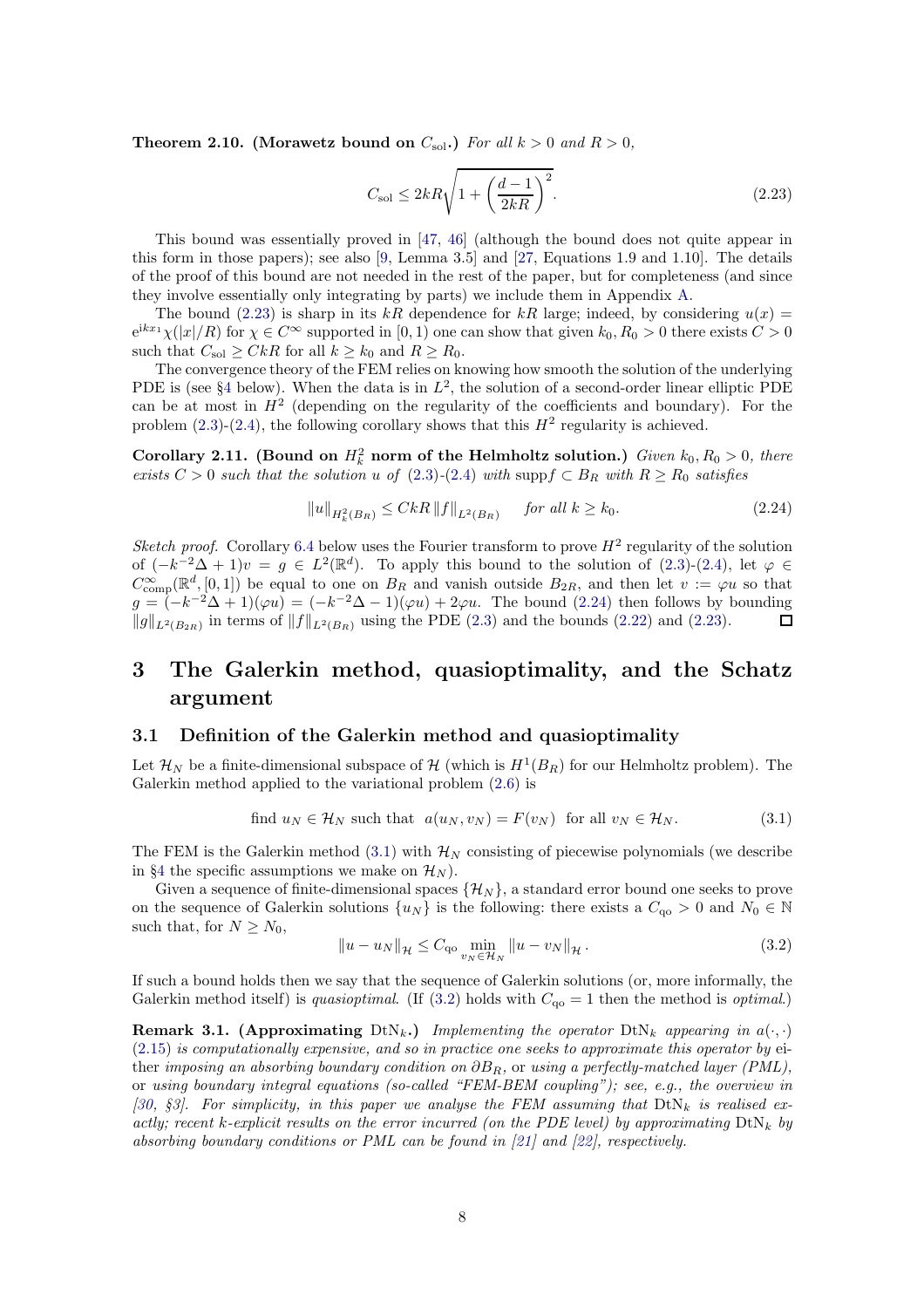**Theorem 2.10. (Morawetz bound on $C_{\rm sol}$.)** *For all $k > 0$ and $R > 0$,*

$$C_{\rm sol} \leq 2kR\sqrt{1 + \left(\frac{d-1}{2kR}\right)^2}. \tag{2.23}$$

This bound was essentially proved in [47, 46] (although the bound does not quite appear in this form in those papers); see also [9, Lemma 3.5] and [27, Equations 1.9 and 1.10]. The details of the proof of this bound are not needed in the rest of the paper, but for completeness (and since they involve essentially only integrating by parts) we include them in Appendix A.

The bound (2.23) is sharp in its $kR$ dependence for $kR$ large; indeed, by considering $u(x) = {\rm e}^{{\rm i}kx_1}\chi(|x|/R)$ for $\chi \in C^\infty$ supported in $[0, 1)$ one can show that given $k_0, R_0 > 0$ there exists $C > 0$ such that $C_{\rm sol} \geq CkR$ for all $k \geq k_0$ and $R \geq R_0$.

The convergence theory of the FEM relies on knowing how smooth the solution of the underlying PDE is (see §4 below). When the data is in $L^2$, the solution of a second-order linear elliptic PDE can be at most in $H^2$ (depending on the regularity of the coefficients and boundary). For the problem (2.3)-(2.4), the following corollary shows that this $H^2$ regularity is achieved.

**Corollary 2.11. (Bound on $H^2_k$ norm of the Helmholtz solution.)** *Given $k_0, R_0 > 0$, there exists $C > 0$ such that the solution $u$ of (2.3)-(2.4) with ${\rm supp} f \subset B_R$ with $R \geq R_0$ satisfies*

$$\|u\|_{H^2_k(B_R)} \leq CkR\, \|f\|_{L^2(B_R)} \quad \text{for all } k \geq k_0. \tag{2.24}$$

*Sketch proof.* Corollary 6.4 below uses the Fourier transform to prove $H^2$ regularity of the solution of $(-k^{-2}\Delta + 1)v = g \in L^2(\mathbb{R}^d)$. To apply this bound to the solution of (2.3)-(2.4), let $\varphi \in C^\infty_{\rm comp}(\mathbb{R}^d, [0, 1])$ be equal to one on $B_R$ and vanish outside $B_{2R}$, and then let $v := \varphi u$ so that $g = (-k^{-2}\Delta + 1)(\varphi u) = (-k^{-2}\Delta - 1)(\varphi u) + 2\varphi u$. The bound (2.24) then follows by bounding $\|g\|_{L^2(B_{2R})}$ in terms of $\|f\|_{L^2(B_R)}$ using the PDE (2.3) and the bounds (2.22) and (2.23). □

# 3 The Galerkin method, quasioptimality, and the Schatz argument

## 3.1 Definition of the Galerkin method and quasioptimality

Let $\mathcal{H}_N$ be a finite-dimensional subspace of $\mathcal{H}$ (which is $H^1(B_R)$ for our Helmholtz problem). The Galerkin method applied to the variational problem (2.6) is

$$\text{find } u_N \in \mathcal{H}_N \text{ such that } \ a(u_N, v_N) = F(v_N) \ \text{ for all } v_N \in \mathcal{H}_N. \tag{3.1}$$

The FEM is the Galerkin method (3.1) with $\mathcal{H}_N$ consisting of piecewise polynomials (we describe in §4 the specific assumptions we make on $\mathcal{H}_N$).

Given a sequence of finite-dimensional spaces $\{\mathcal{H}_N\}$, a standard error bound one seeks to prove on the sequence of Galerkin solutions $\{u_N\}$ is the following: there exists a $C_{\rm qo} > 0$ and $N_0 \in \mathbb{N}$ such that, for $N \geq N_0$,

$$\|u - u_N\|_{\mathcal{H}} \leq C_{\rm qo} \min_{v_N \in \mathcal{H}_N} \|u - v_N\|_{\mathcal{H}}. \tag{3.2}$$

If such a bound holds then we say that the sequence of Galerkin solutions (or, more informally, the Galerkin method itself) is *quasioptimal*. (If (3.2) holds with $C_{\rm qo} = 1$ then the method is *optimal*.)

**Remark 3.1. (Approximating ${\rm DtN}_k$.)** *Implementing the operator ${\rm DtN}_k$ appearing in $a(\cdot, \cdot)$ (2.15) is computationally expensive, and so in practice one seeks to approximate this operator by either imposing an absorbing boundary condition on $\partial B_R$, or using a perfectly-matched layer (PML), or using boundary integral equations (so-called "FEM-BEM coupling"); see, e.g., the overview in [30, §3]. For simplicity, in this paper we analyse the FEM assuming that ${\rm DtN}_k$ is realised exactly; recent $k$-explicit results on the error incurred (on the PDE level) by approximating ${\rm DtN}_k$ by absorbing boundary conditions or PML can be found in [21] and [22], respectively.*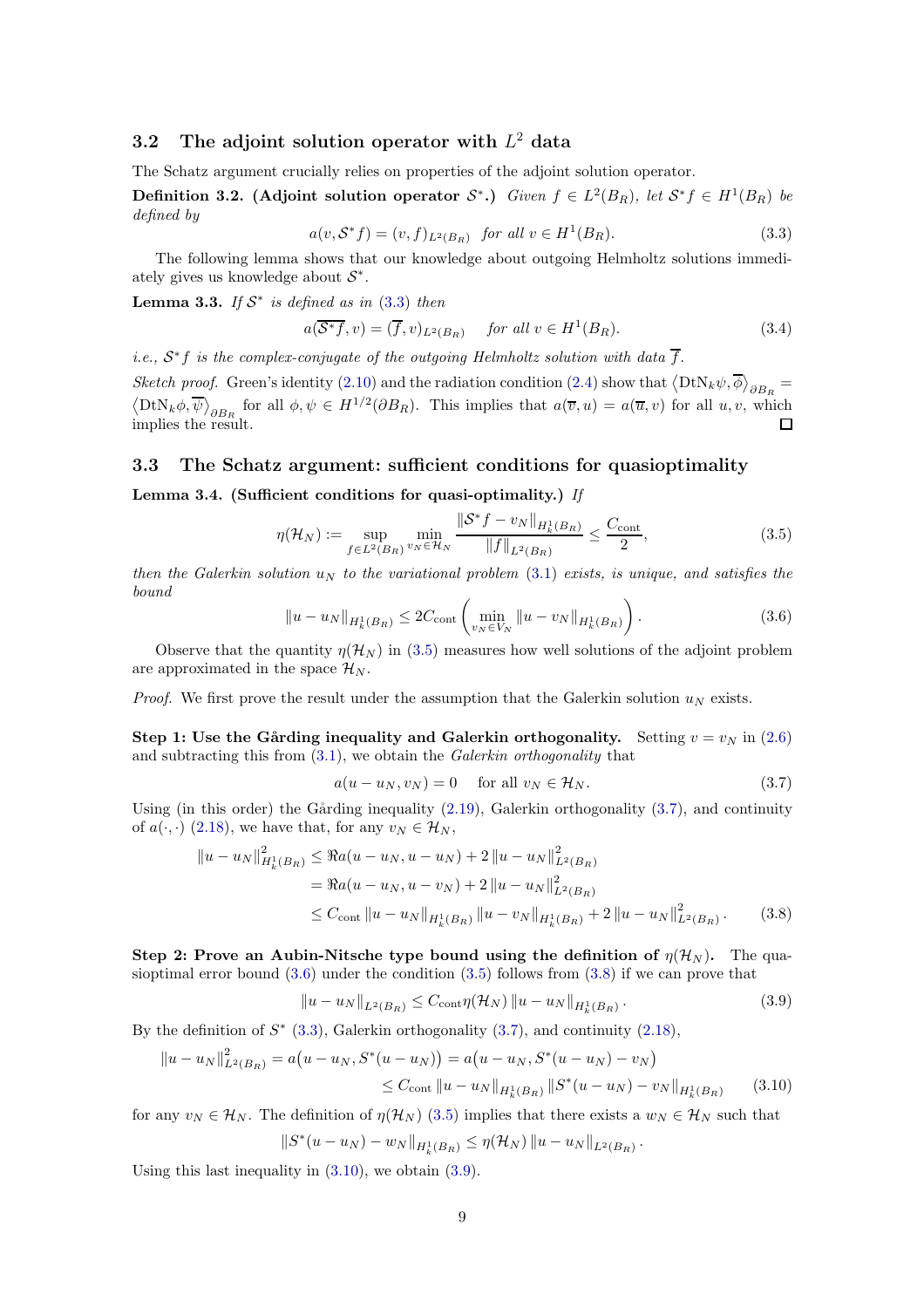## 3.2 The adjoint solution operator with $L^2$ data

The Schatz argument crucially relies on properties of the adjoint solution operator.

**Definition 3.2. (Adjoint solution operator $\mathcal{S}^*$.)** *Given $f \in L^2(B_R)$, let $\mathcal{S}^* f \in H^1(B_R)$ be defined by*

$$a(v, \mathcal{S}^* f) = (v, f)_{L^2(B_R)} \quad \text{for all } v \in H^1(B_R). \tag{3.3}$$

The following lemma shows that our knowledge about outgoing Helmholtz solutions immediately gives us knowledge about $\mathcal{S}^*$.

**Lemma 3.3.** *If $\mathcal{S}^*$ is defined as in (3.3) then*

$$a(\overline{\mathcal{S}^* f}, v) = (\overline{f}, v)_{L^2(B_R)} \quad \text{for all } v \in H^1(B_R). \tag{3.4}$$

*i.e., $\mathcal{S}^* f$ is the complex-conjugate of the outgoing Helmholtz solution with data $\overline{f}$.*

*Sketch proof.* Green's identity (2.10) and the radiation condition (2.4) show that $\langle \mathrm{DtN}_k \psi, \overline{\phi} \rangle_{\partial B_R} = \langle \mathrm{DtN}_k \phi, \overline{\psi} \rangle_{\partial B_R}$ for all $\phi, \psi \in H^{1/2}(\partial B_R)$. This implies that $a(\overline{v}, u) = a(\overline{u}, v)$ for all $u, v$, which implies the result. $\square$

## 3.3 The Schatz argument: sufficient conditions for quasioptimality

**Lemma 3.4. (Sufficient conditions for quasi-optimality.)** *If*

$$\eta(\mathcal{H}_N) := \sup_{f \in L^2(B_R)} \min_{v_N \in \mathcal{H}_N} \frac{\|\mathcal{S}^* f - v_N\|_{H^1_k(B_R)}}{\|f\|_{L^2(B_R)}} \le \frac{C_{\rm cont}}{2}, \tag{3.5}$$

*then the Galerkin solution $u_N$ to the variational problem (3.1) exists, is unique, and satisfies the bound*

$$\|u - u_N\|_{H^1_k(B_R)} \le 2 C_{\rm cont} \left( \min_{v_N \in V_N} \|u - v_N\|_{H^1_k(B_R)} \right). \tag{3.6}$$

Observe that the quantity $\eta(\mathcal{H}_N)$ in (3.5) measures how well solutions of the adjoint problem are approximated in the space $\mathcal{H}_N$.

*Proof.* We first prove the result under the assumption that the Galerkin solution $u_N$ exists.

**Step 1: Use the Gårding inequality and Galerkin orthogonality.** Setting $v = v_N$ in (2.6) and subtracting this from (3.1), we obtain the *Galerkin orthogonality* that

$$a(u - u_N, v_N) = 0 \quad \text{for all } v_N \in \mathcal{H}_N. \tag{3.7}$$

Using (in this order) the Gårding inequality (2.19), Galerkin orthogonality (3.7), and continuity of $a(\cdot, \cdot)$ (2.18), we have that, for any $v_N \in \mathcal{H}_N$,

$$\begin{aligned}
\|u - u_N\|^2_{H^1_k(B_R)} &\le \Re a(u - u_N, u - u_N) + 2 \|u - u_N\|^2_{L^2(B_R)} \\
&= \Re a(u - u_N, u - v_N) + 2 \|u - u_N\|^2_{L^2(B_R)} \\
&\le C_{\rm cont} \|u - u_N\|_{H^1_k(B_R)} \|u - v_N\|_{H^1_k(B_R)} + 2 \|u - u_N\|^2_{L^2(B_R)} .
\end{aligned} \tag{3.8}$$

**Step 2: Prove an Aubin-Nitsche type bound using the definition of $\eta(\mathcal{H}_N)$.** The quasioptimal error bound (3.6) under the condition (3.5) follows from (3.8) if we can prove that

$$\|u - u_N\|_{L^2(B_R)} \le C_{\rm cont} \eta(\mathcal{H}_N) \|u - u_N\|_{H^1_k(B_R)} . \tag{3.9}$$

By the definition of $S^*$ (3.3), Galerkin orthogonality (3.7), and continuity (2.18),

$$\begin{aligned}
\|u - u_N\|^2_{L^2(B_R)} = a\big(u - u_N, S^*(u - u_N)\big) &= a\big(u - u_N, S^*(u - u_N) - v_N\big) \\
&\le C_{\rm cont} \|u - u_N\|_{H^1_k(B_R)} \|S^*(u - u_N) - v_N\|_{H^1_k(B_R)}
\end{aligned} \tag{3.10}$$

for any $v_N \in \mathcal{H}_N$. The definition of $\eta(\mathcal{H}_N)$ (3.5) implies that there exists a $w_N \in \mathcal{H}_N$ such that

$$\|S^*(u - u_N) - w_N\|_{H^1_k(B_R)} \le \eta(\mathcal{H}_N) \|u - u_N\|_{L^2(B_R)} .$$

Using this last inequality in (3.10), we obtain (3.9).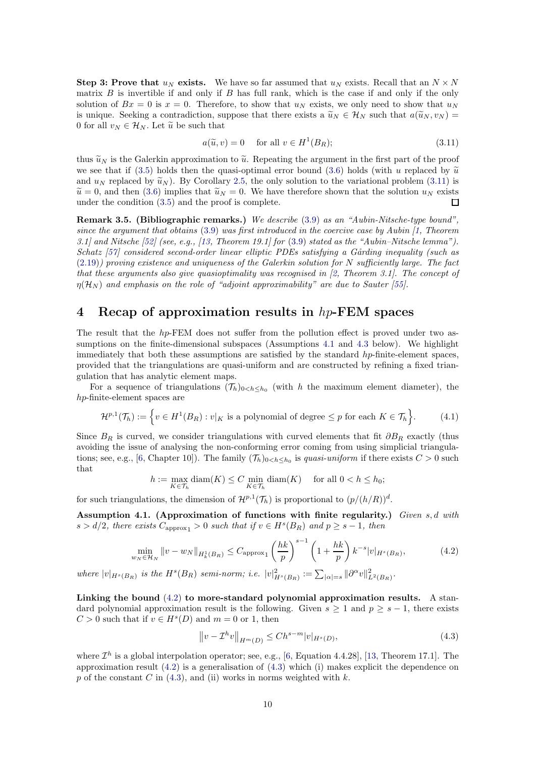**Step 3: Prove that $u_N$ exists.** We have so far assumed that $u_N$ exists. Recall that an $N \times N$ matrix $B$ is invertible if and only if $B$ has full rank, which is the case if and only if the only solution of $Bx = 0$ is $x = 0$. Therefore, to show that $u_N$ exists, we only need to show that $u_N$ is unique. Seeking a contradiction, suppose that there exists a $\widetilde{u}_N \in \mathcal{H}_N$ such that $a(\widetilde{u}_N, v_N) = 0$ for all $v_N \in \mathcal{H}_N$. Let $\widetilde{u}$ be such that

$$a(\widetilde{u}, v) = 0 \quad \text{for all } v \in H^1(B_R); \tag{3.11}$$

thus $\widetilde{u}_N$ is the Galerkin approximation to $\widetilde{u}$. Repeating the argument in the first part of the proof we see that if (3.5) holds then the quasi-optimal error bound (3.6) holds (with $u$ replaced by $\widetilde{u}$ and $u_N$ replaced by $\widetilde{u}_N$). By Corollary 2.5, the only solution to the variational problem (3.11) is $\widetilde{u} = 0$, and then (3.6) implies that $\widetilde{u}_N = 0$. We have therefore shown that the solution $u_N$ exists under the condition (3.5) and the proof is complete. □

**Remark 3.5. (Bibliographic remarks.)** *We describe (3.9) as an "Aubin-Nitsche-type bound", since the argument that obtains (3.9) was first introduced in the coercive case by Aubin [1, Theorem 3.1] and Nitsche [52] (see, e.g., [13, Theorem 19.1] for (3.9) stated as the "Aubin–Nitsche lemma"). Schatz [57] considered second-order linear elliptic PDEs satisfying a Gårding inequality (such as (2.19)) proving existence and uniqueness of the Galerkin solution for N sufficiently large. The fact that these arguments also give quasioptimality was recognised in [2, Theorem 3.1]. The concept of $\eta(\mathcal{H}_N)$ and emphasis on the role of "adjoint approximability" are due to Sauter [55].*

## 4 Recap of approximation results in $hp$-FEM spaces

The result that the $hp$-FEM does not suffer from the pollution effect is proved under two assumptions on the finite-dimensional subspaces (Assumptions 4.1 and 4.3 below). We highlight immediately that both these assumptions are satisfied by the standard $hp$-finite-element spaces, provided that the triangulations are quasi-uniform and are constructed by refining a fixed triangulation that has analytic element maps.

For a sequence of triangulations $(\mathcal{T}_h)_{0<h\leq h_0}$ (with $h$ the maximum element diameter), the $hp$-finite-element spaces are

$$\mathcal{H}^{p,1}(\mathcal{T}_h) := \Big\{ v \in H^1(B_R) : v|_K \text{ is a polynomial of degree} \leq p \text{ for each } K \in \mathcal{T}_h \Big\}. \tag{4.1}$$

Since $B_R$ is curved, we consider triangulations with curved elements that fit $\partial B_R$ exactly (thus avoiding the issue of analysing the non-conforming error coming from using simplicial triangulations; see, e.g., [6, Chapter 10]). The family $(\mathcal{T}_h)_{0<h\leq h_0}$ is *quasi-uniform* if there exists $C > 0$ such that

$$h := \max_{K\in\mathcal{T}_h} \operatorname{diam}(K) \leq C \min_{K\in\mathcal{T}_h} \operatorname{diam}(K) \quad \text{for all } 0 < h \leq h_0;$$

for such triangulations, the dimension of $\mathcal{H}^{p,1}(\mathcal{T}_h)$ is proportional to $(p/(h/R))^d$.

**Assumption 4.1. (Approximation of functions with finite regularity.)** *Given $s, d$ with $s > d/2$, there exists $C_{\mathrm{approx}_1} > 0$ such that if $v \in H^s(B_R)$ and $p \geq s - 1$, then*

$$\min_{w_N\in\mathcal{H}_N} \|v - w_N\|_{H^1_k(B_R)} \leq C_{\mathrm{approx}_1} \left(\frac{hk}{p}\right)^{s-1} \left(1 + \frac{hk}{p}\right) k^{-s} |v|_{H^s(B_R)}, \tag{4.2}$$

*where $|v|_{H^s(B_R)}$ is the $H^s(B_R)$ semi-norm; i.e. $|v|^2_{H^s(B_R)} := \sum_{|\alpha|=s} \|\partial^\alpha v\|^2_{L^2(B_R)}$.*

**Linking the bound (4.2) to more-standard polynomial approximation results.** A standard polynomial approximation result is the following. Given $s \geq 1$ and $p \geq s - 1$, there exists $C > 0$ such that if $v \in H^s(D)$ and $m = 0$ or 1, then

$$\big\|v - \mathcal{I}^h v\big\|_{H^m(D)} \leq C h^{s-m} |v|_{H^s(D)}, \tag{4.3}$$

where $\mathcal{I}^h$ is a global interpolation operator; see, e.g., [6, Equation 4.4.28], [13, Theorem 17.1]. The approximation result (4.2) is a generalisation of (4.3) which (i) makes explicit the dependence on $p$ of the constant $C$ in (4.3), and (ii) works in norms weighted with $k$.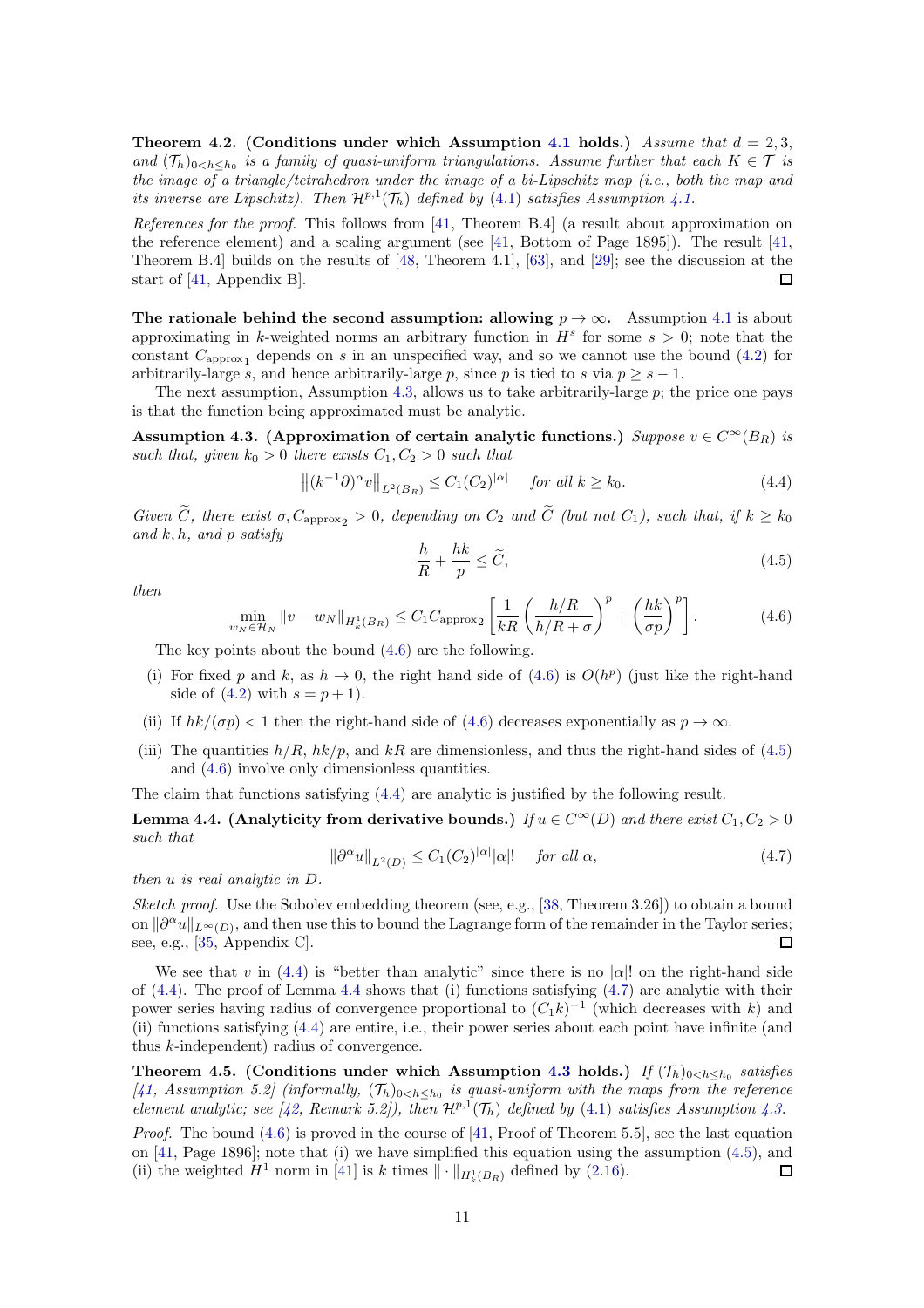**Theorem 4.2. (Conditions under which Assumption 4.1 holds.)** *Assume that $d = 2, 3$, and $(\mathcal{T}_h)_{0<h\leq h_0}$ is a family of quasi-uniform triangulations. Assume further that each $K \in \mathcal{T}$ is the image of a triangle/tetrahedron under the image of a bi-Lipschitz map (i.e., both the map and its inverse are Lipschitz). Then $\mathcal{H}^{p,1}(\mathcal{T}_h)$ defined by (4.1) satisfies Assumption 4.1.*

*References for the proof.* This follows from [41, Theorem B.4] (a result about approximation on the reference element) and a scaling argument (see [41, Bottom of Page 1895]). The result [41, Theorem B.4] builds on the results of [48, Theorem 4.1], [63], and [29]; see the discussion at the start of [41, Appendix B]. □

**The rationale behind the second assumption: allowing $p \to \infty$.** Assumption 4.1 is about approximating in $k$-weighted norms an arbitrary function in $H^s$ for some $s > 0$; note that the constant $C_{\rm approx_1}$ depends on $s$ in an unspecified way, and so we cannot use the bound (4.2) for arbitrarily-large $s$, and hence arbitrarily-large $p$, since $p$ is tied to $s$ via $p \geq s - 1$.

The next assumption, Assumption 4.3, allows us to take arbitrarily-large $p$; the price one pays is that the function being approximated must be analytic.

**Assumption 4.3. (Approximation of certain analytic functions.)** *Suppose $v \in C^\infty(B_R)$ is such that, given $k_0 > 0$ there exists $C_1, C_2 > 0$ such that*

$$\big\|(k^{-1}\partial)^\alpha v\big\|_{L^2(B_R)} \leq C_1 (C_2)^{|\alpha|} \quad \text{for all } k \geq k_0. \tag{4.4}$$

*Given $\widetilde{C}$, there exist $\sigma, C_{\rm approx_2} > 0$, depending on $C_2$ and $\widetilde{C}$ (but not $C_1$), such that, if $k \geq k_0$ and $k, h$, and $p$ satisfy*

$$\frac{h}{R} + \frac{hk}{p} \leq \widetilde{C}, \tag{4.5}$$

*then*

$$\min_{w_N \in \mathcal{H}_N} \|v - w_N\|_{H^1_k(B_R)} \leq C_1 C_{\rm approx_2}\left[\frac{1}{kR}\left(\frac{h/R}{h/R + \sigma}\right)^p + \left(\frac{hk}{\sigma p}\right)^p\right]. \tag{4.6}$$

The key points about the bound (4.6) are the following.

(i) For fixed $p$ and $k$, as $h \to 0$, the right hand side of (4.6) is $O(h^p)$ (just like the right-hand side of (4.2) with $s = p + 1$).

(ii) If $hk/(\sigma p) < 1$ then the right-hand side of (4.6) decreases exponentially as $p \to \infty$.

(iii) The quantities $h/R$, $hk/p$, and $kR$ are dimensionless, and thus the right-hand sides of (4.5) and (4.6) involve only dimensionless quantities.

The claim that functions satisfying (4.4) are analytic is justified by the following result.

**Lemma 4.4. (Analyticity from derivative bounds.)** *If $u \in C^\infty(D)$ and there exist $C_1, C_2 > 0$ such that*

$$\|\partial^\alpha u\|_{L^2(D)} \leq C_1 (C_2)^{|\alpha|} |\alpha|! \quad \text{for all } \alpha, \tag{4.7}$$

*then $u$ is real analytic in $D$.*

*Sketch proof.* Use the Sobolev embedding theorem (see, e.g., [38, Theorem 3.26]) to obtain a bound on $\|\partial^\alpha u\|_{L^\infty(D)}$, and then use this to bound the Lagrange form of the remainder in the Taylor series; see, e.g., [35, Appendix C]. □

We see that $v$ in (4.4) is "better than analytic" since there is no $|\alpha|!$ on the right-hand side of (4.4). The proof of Lemma 4.4 shows that (i) functions satisfying (4.7) are analytic with their power series having radius of convergence proportional to $(C_1 k)^{-1}$ (which decreases with $k$) and (ii) functions satisfying (4.4) are entire, i.e., their power series about each point have infinite (and thus $k$-independent) radius of convergence.

**Theorem 4.5. (Conditions under which Assumption 4.3 holds.)** *If $(\mathcal{T}_h)_{0<h\leq h_0}$ satisfies [41, Assumption 5.2] (informally, $(\mathcal{T}_h)_{0<h\leq h_0}$ is quasi-uniform with the maps from the reference element analytic; see [42, Remark 5.2]), then $\mathcal{H}^{p,1}(\mathcal{T}_h)$ defined by (4.1) satisfies Assumption 4.3.*

*Proof.* The bound (4.6) is proved in the course of [41, Proof of Theorem 5.5], see the last equation on [41, Page 1896]; note that (i) we have simplified this equation using the assumption (4.5), and (ii) the weighted $H^1$ norm in [41] is $k$ times $\|\cdot\|_{H^1_k(B_R)}$ defined by (2.16). □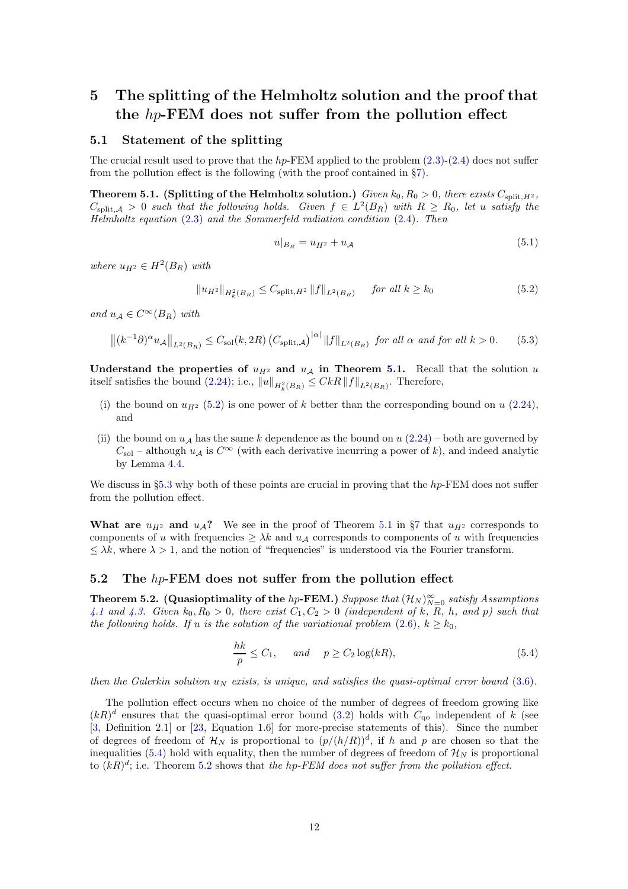# 5 The splitting of the Helmholtz solution and the proof that the $hp$-FEM does not suffer from the pollution effect

## 5.1 Statement of the splitting

The crucial result used to prove that the $hp$-FEM applied to the problem (2.3)-(2.4) does not suffer from the pollution effect is the following (with the proof contained in §7).

**Theorem 5.1. (Splitting of the Helmholtz solution.)** *Given $k_0, R_0 > 0$, there exists $C_{\rm split, H^2}$, $C_{\rm split,\mathcal{A}} > 0$ such that the following holds. Given $f \in L^2(B_R)$ with $R \geq R_0$, let $u$ satisfy the Helmholtz equation (2.3) and the Sommerfeld radiation condition (2.4). Then*

$$u|_{B_R} = u_{H^2} + u_{\mathcal{A}} \tag{5.1}$$

*where $u_{H^2} \in H^2(B_R)$ with*

$$\|u_{H^2}\|_{H^2_k(B_R)} \leq C_{\rm split, H^2} \|f\|_{L^2(B_R)} \quad \text{for all } k \geq k_0 \tag{5.2}$$

*and $u_{\mathcal{A}} \in C^\infty(B_R)$ with*

$$\left\|(k^{-1}\partial)^\alpha u_{\mathcal{A}}\right\|_{L^2(B_R)} \leq C_{\rm sol}(k, 2R) \left(C_{\rm split,\mathcal{A}}\right)^{|\alpha|} \|f\|_{L^2(B_R)} \text{ for all } \alpha \text{ and for all } k > 0. \tag{5.3}$$

**Understand the properties of $u_{H^2}$ and $u_{\mathcal{A}}$ in Theorem 5.1.** Recall that the solution $u$ itself satisfies the bound (2.24); i.e., $\|u\|_{H^2_k(B_R)} \leq CkR \|f\|_{L^2(B_R)}$. Therefore,

(i) the bound on $u_{H^2}$ (5.2) is one power of $k$ better than the corresponding bound on $u$ (2.24), and

(ii) the bound on $u_{\mathcal{A}}$ has the same $k$ dependence as the bound on $u$ (2.24) – both are governed by $C_{\rm sol}$ – although $u_{\mathcal{A}}$ is $C^\infty$ (with each derivative incurring a power of $k$), and indeed analytic by Lemma 4.4.

We discuss in §5.3 why both of these points are crucial in proving that the $hp$-FEM does not suffer from the pollution effect.

**What are $u_{H^2}$ and $u_{\mathcal{A}}$?** We see in the proof of Theorem 5.1 in §7 that $u_{H^2}$ corresponds to components of $u$ with frequencies $\geq \lambda k$ and $u_{\mathcal{A}}$ corresponds to components of $u$ with frequencies $\leq \lambda k$, where $\lambda > 1$, and the notion of "frequencies" is understood via the Fourier transform.

## 5.2 The $hp$-FEM does not suffer from the pollution effect

**Theorem 5.2. (Quasioptimality of the $hp$-FEM.)** *Suppose that $(\mathcal{H}_N)_{N=0}^\infty$ satisfy Assumptions 4.1 and 4.3. Given $k_0, R_0 > 0$, there exist $C_1, C_2 > 0$ (independent of $k$, $R$, $h$, and $p$) such that the following holds. If $u$ is the solution of the variational problem (2.6), $k \geq k_0$,*

$$\frac{hk}{p} \leq C_1, \quad \text{and} \quad p \geq C_2 \log(kR), \tag{5.4}$$

*then the Galerkin solution $u_N$ exists, is unique, and satisfies the quasi-optimal error bound (3.6).*

The pollution effect occurs when no choice of the number of degrees of freedom growing like $(kR)^d$ ensures that the quasi-optimal error bound (3.2) holds with $C_{\rm qo}$ independent of $k$ (see [3, Definition 2.1] or [23, Equation 1.6] for more-precise statements of this). Since the number of degrees of freedom of $\mathcal{H}_N$ is proportional to $(p/(h/R))^d$, if $h$ and $p$ are chosen so that the inequalities (5.4) hold with equality, then the number of degrees of freedom of $\mathcal{H}_N$ is proportional to $(kR)^d$; i.e. Theorem 5.2 shows that *the hp-FEM does not suffer from the pollution effect.*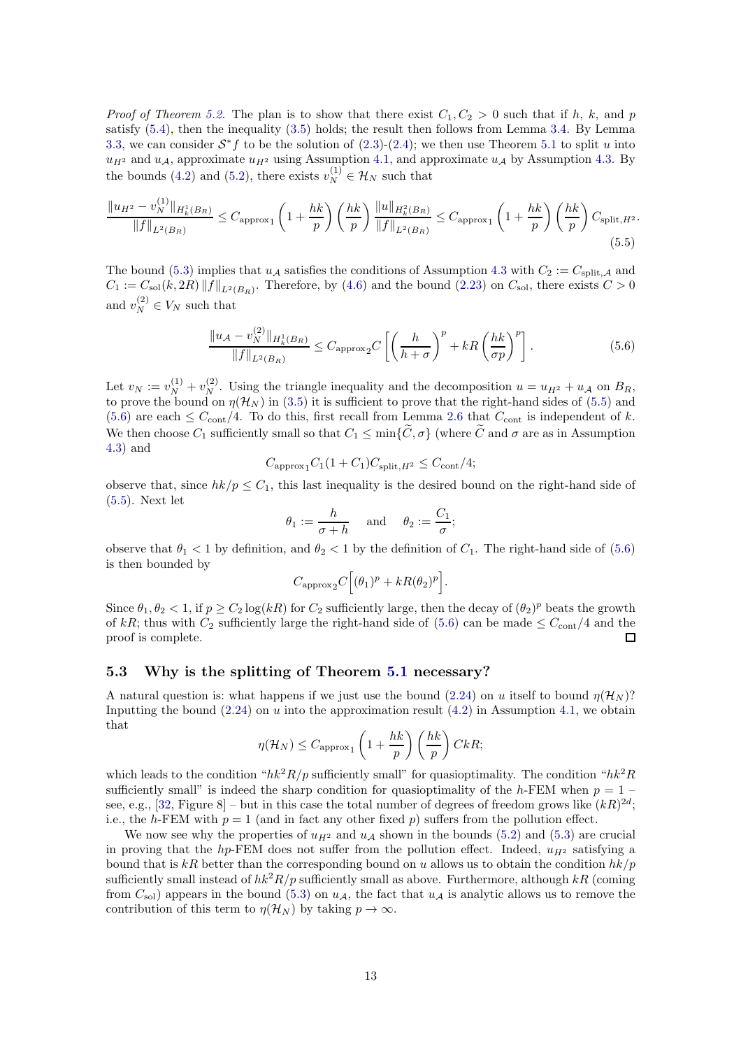*Proof of Theorem 5.2.* The plan is to show that there exist $C_1, C_2 > 0$ such that if $h$, $k$, and $p$ satisfy (5.4), then the inequality (3.5) holds; the result then follows from Lemma 3.4. By Lemma 3.3, we can consider $\mathcal{S}^* f$ to be the solution of (2.3)-(2.4); we then use Theorem 5.1 to split $u$ into $u_{H^2}$ and $u_{\mathcal{A}}$, approximate $u_{H^2}$ using Assumption 4.1, and approximate $u_{\mathcal{A}}$ by Assumption 4.3. By the bounds (4.2) and (5.2), there exists $v_N^{(1)} \in \mathcal{H}_N$ such that

$$\frac{\|u_{H^2} - v_N^{(1)}\|_{H^1_k(B_R)}}{\|f\|_{L^2(B_R)}} \leq C_{\text{approx}_1}\left(1 + \frac{hk}{p}\right)\left(\frac{hk}{p}\right)\frac{\|u\|_{H^2_k(B_R)}}{\|f\|_{L^2(B_R)}} \leq C_{\text{approx}_1}\left(1 + \frac{hk}{p}\right)\left(\frac{hk}{p}\right) C_{\text{split},H^2}. \tag{5.5}$$

The bound (5.3) implies that $u_{\mathcal{A}}$ satisfies the conditions of Assumption 4.3 with $C_2 := C_{\text{split},\mathcal{A}}$ and $C_1 := C_{\text{sol}}(k, 2R)\,\|f\|_{L^2(B_R)}$. Therefore, by (4.6) and the bound (2.23) on $C_{\text{sol}}$, there exists $C > 0$ and $v_N^{(2)} \in V_N$ such that

$$\frac{\|u_{\mathcal{A}} - v_N^{(2)}\|_{H^1_k(B_R)}}{\|f\|_{L^2(B_R)}} \leq C_{\text{approx}_2} C\left[\left(\frac{h}{h+\sigma}\right)^p + kR\left(\frac{hk}{\sigma p}\right)^p\right]. \tag{5.6}$$

Let $v_N := v_N^{(1)} + v_N^{(2)}$. Using the triangle inequality and the decomposition $u = u_{H^2} + u_{\mathcal{A}}$ on $B_R$, to prove the bound on $\eta(\mathcal{H}_N)$ in (3.5) it is sufficient to prove that the right-hand sides of (5.5) and (5.6) are each $\leq C_{\text{cont}}/4$. To do this, first recall from Lemma 2.6 that $C_{\text{cont}}$ is independent of $k$. We then choose $C_1$ sufficiently small so that $C_1 \leq \min\{\widetilde{C}, \sigma\}$ (where $\widetilde{C}$ and $\sigma$ are as in Assumption 4.3) and

$$C_{\text{approx}_1} C_1 (1 + C_1) C_{\text{split},H^2} \leq C_{\text{cont}}/4;$$

observe that, since $hk/p \leq C_1$, this last inequality is the desired bound on the right-hand side of (5.5). Next let

$$\theta_1 := \frac{h}{\sigma + h} \quad \text{ and } \quad \theta_2 := \frac{C_1}{\sigma};$$

observe that $\theta_1 < 1$ by definition, and $\theta_2 < 1$ by the definition of $C_1$. The right-hand side of (5.6) is then bounded by

$$C_{\text{approx}_2} C\Big[(\theta_1)^p + kR(\theta_2)^p\Big].$$

Since $\theta_1, \theta_2 < 1$, if $p \geq C_2 \log(kR)$ for $C_2$ sufficiently large, then the decay of $(\theta_2)^p$ beats the growth of $kR$; thus with $C_2$ sufficiently large the right-hand side of (5.6) can be made $\leq C_{\text{cont}}/4$ and the proof is complete. □

### 5.3 Why is the splitting of Theorem 5.1 necessary?

A natural question is: what happens if we just use the bound (2.24) on $u$ itself to bound $\eta(\mathcal{H}_N)$? Inputting the bound (2.24) on $u$ into the approximation result (4.2) in Assumption 4.1, we obtain that

$$\eta(\mathcal{H}_N) \leq C_{\text{approx}_1}\left(1 + \frac{hk}{p}\right)\left(\frac{hk}{p}\right) CkR;$$

which leads to the condition "$hk^2R/p$ sufficiently small" for quasioptimality. The condition "$hk^2R$ sufficiently small" is indeed the sharp condition for quasioptimality of the $h$-FEM when $p = 1$ – see, e.g., [32, Figure 8] – but in this case the total number of degrees of freedom grows like $(kR)^{2d}$; i.e., the $h$-FEM with $p = 1$ (and in fact any other fixed $p$) suffers from the pollution effect.

We now see why the properties of $u_{H^2}$ and $u_{\mathcal{A}}$ shown in the bounds (5.2) and (5.3) are crucial in proving that the $hp$-FEM does not suffer from the pollution effect. Indeed, $u_{H^2}$ satisfying a bound that is $kR$ better than the corresponding bound on $u$ allows us to obtain the condition $hk/p$ sufficiently small instead of $hk^2R/p$ sufficiently small as above. Furthermore, although $kR$ (coming from $C_{\text{sol}}$) appears in the bound (5.3) on $u_{\mathcal{A}}$, the fact that $u_{\mathcal{A}}$ is analytic allows us to remove the contribution of this term to $\eta(\mathcal{H}_N)$ by taking $p \to \infty$.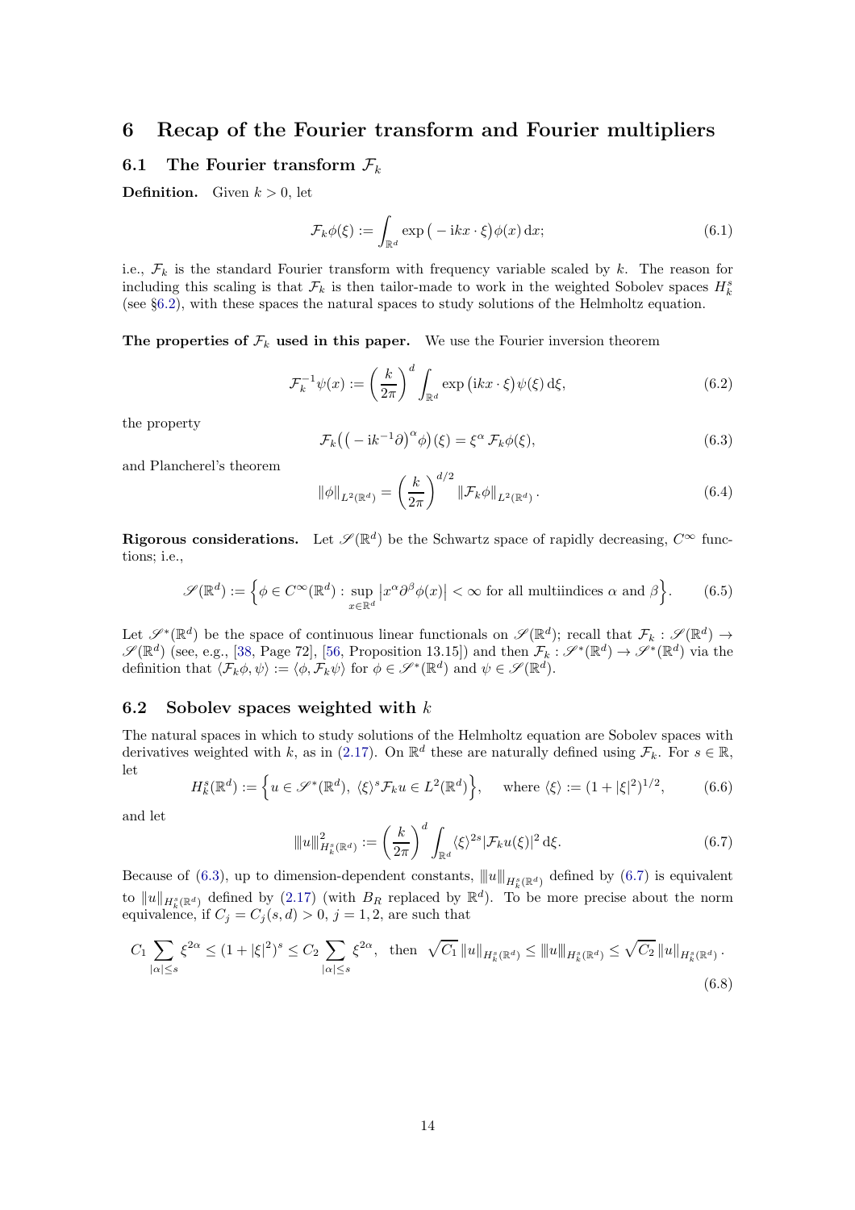# 6 Recap of the Fourier transform and Fourier multipliers

## 6.1 The Fourier transform $\mathcal{F}_k$

**Definition.** Given $k > 0$, let

$$\mathcal{F}_k\phi(\xi) := \int_{\mathbb{R}^d} \exp\big( - \mathrm{i}kx \cdot \xi\big)\phi(x)\, \mathrm{d}x; \tag{6.1}$$

i.e., $\mathcal{F}_k$ is the standard Fourier transform with frequency variable scaled by $k$. The reason for including this scaling is that $\mathcal{F}_k$ is then tailor-made to work in the weighted Sobolev spaces $H^s_k$ (see §6.2), with these spaces the natural spaces to study solutions of the Helmholtz equation.

**The properties of $\mathcal{F}_k$ used in this paper.** We use the Fourier inversion theorem

$$\mathcal{F}_k^{-1}\psi(x) := \left(\frac{k}{2\pi}\right)^d \int_{\mathbb{R}^d} \exp\big(\mathrm{i}kx \cdot \xi\big)\psi(\xi)\, \mathrm{d}\xi, \tag{6.2}$$

the property

$$\mathcal{F}_k\big(\big( - \mathrm{i}k^{-1}\partial\big)^\alpha\phi\big)(\xi) = \xi^\alpha\, \mathcal{F}_k\phi(\xi), \tag{6.3}$$

and Plancherel's theorem

$$\|\phi\|_{L^2(\mathbb{R}^d)} = \left(\frac{k}{2\pi}\right)^{d/2} \|\mathcal{F}_k\phi\|_{L^2(\mathbb{R}^d)}\,. \tag{6.4}$$

**Rigorous considerations.** Let $\mathscr{S}(\mathbb{R}^d)$ be the Schwartz space of rapidly decreasing, $C^\infty$ functions; i.e.,

$$\mathscr{S}(\mathbb{R}^d) := \Big\{\phi \in C^\infty(\mathbb{R}^d) : \sup_{x\in\mathbb{R}^d} \big|x^\alpha\partial^\beta\phi(x)\big| < \infty \text{ for all multiindices } \alpha \text{ and } \beta\Big\}. \tag{6.5}$$

Let $\mathscr{S}^*(\mathbb{R}^d)$ be the space of continuous linear functionals on $\mathscr{S}(\mathbb{R}^d)$; recall that $\mathcal{F}_k : \mathscr{S}(\mathbb{R}^d) \to \mathscr{S}(\mathbb{R}^d)$ (see, e.g., [38, Page 72], [56, Proposition 13.15]) and then $\mathcal{F}_k : \mathscr{S}^*(\mathbb{R}^d) \to \mathscr{S}^*(\mathbb{R}^d)$ via the definition that $\langle\mathcal{F}_k\phi, \psi\rangle := \langle\phi, \mathcal{F}_k\psi\rangle$ for $\phi \in \mathscr{S}^*(\mathbb{R}^d)$ and $\psi \in \mathscr{S}(\mathbb{R}^d)$.

## 6.2 Sobolev spaces weighted with $k$

The natural spaces in which to study solutions of the Helmholtz equation are Sobolev spaces with derivatives weighted with $k$, as in (2.17). On $\mathbb{R}^d$ these are naturally defined using $\mathcal{F}_k$. For $s \in \mathbb{R}$, let

$$H^s_k(\mathbb{R}^d) := \Big\{u \in \mathscr{S}^*(\mathbb{R}^d),\ \langle\xi\rangle^s\mathcal{F}_k u \in L^2(\mathbb{R}^d)\Big\}, \qquad \text{where } \langle\xi\rangle := (1 + |\xi|^2)^{1/2}, \tag{6.6}$$

and let

$$|\!|\!|u|\!|\!|^2_{H^s_k(\mathbb{R}^d)} := \left(\frac{k}{2\pi}\right)^d \int_{\mathbb{R}^d} \langle\xi\rangle^{2s}|\mathcal{F}_k u(\xi)|^2\, \mathrm{d}\xi. \tag{6.7}$$

Because of (6.3), up to dimension-dependent constants, $|\!|\!|u|\!|\!|_{H^s_k(\mathbb{R}^d)}$ defined by (6.7) is equivalent to $\|u\|_{H^s_k(\mathbb{R}^d)}$ defined by (2.17) (with $B_R$ replaced by $\mathbb{R}^d$). To be more precise about the norm equivalence, if $C_j = C_j(s, d) > 0$, $j = 1, 2$, are such that

$$C_1 \sum_{|\alpha|\leq s} \xi^{2\alpha} \leq (1 + |\xi|^2)^s \leq C_2 \sum_{|\alpha|\leq s} \xi^{2\alpha}, \ \text{ then } \ \sqrt{C_1}\, \|u\|_{H^s_k(\mathbb{R}^d)} \leq |\!|\!|u|\!|\!|_{H^s_k(\mathbb{R}^d)} \leq \sqrt{C_2}\, \|u\|_{H^s_k(\mathbb{R}^d)}\,. \tag{6.8}$$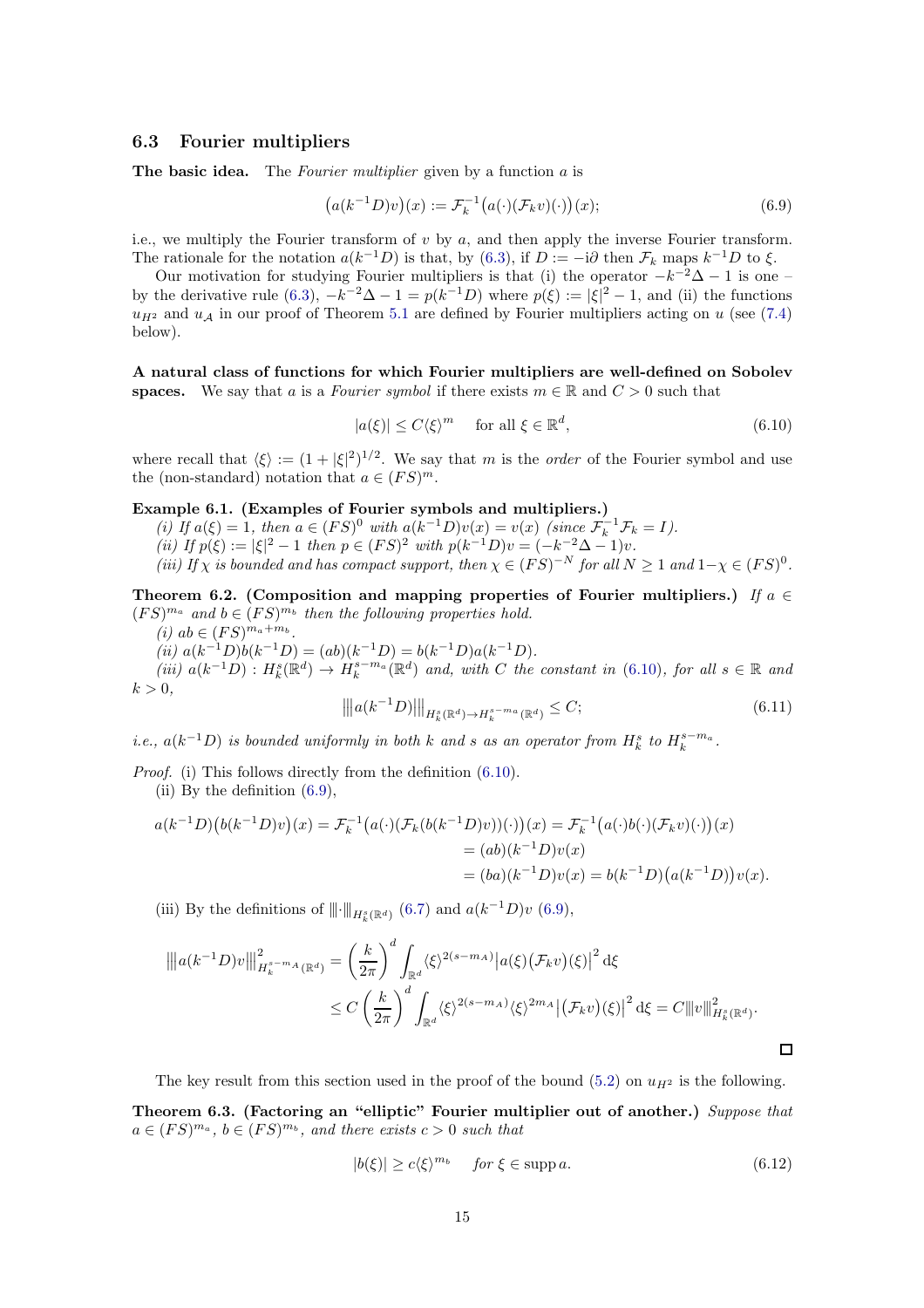### 6.3 Fourier multipliers

**The basic idea.** The *Fourier multiplier* given by a function $a$ is

$$\big(a(k^{-1}D)v\big)(x) := \mathcal{F}_k^{-1}\big(a(\cdot)(\mathcal{F}_k v)(\cdot)\big)(x); \tag{6.9}$$

i.e., we multiply the Fourier transform of $v$ by $a$, and then apply the inverse Fourier transform. The rationale for the notation $a(k^{-1}D)$ is that, by (6.3), if $D := -\mathrm{i}\partial$ then $\mathcal{F}_k$ maps $k^{-1}D$ to $\xi$.

Our motivation for studying Fourier multipliers is that (i) the operator $-k^{-2}\Delta - 1$ is one – by the derivative rule (6.3), $-k^{-2}\Delta - 1 = p(k^{-1}D)$ where $p(\xi) := |\xi|^2 - 1$, and (ii) the functions $u_{H^2}$ and $u_{\mathcal{A}}$ in our proof of Theorem 5.1 are defined by Fourier multipliers acting on $u$ (see (7.4) below).

**A natural class of functions for which Fourier multipliers are well-defined on Sobolev spaces.** We say that $a$ is a *Fourier symbol* if there exists $m \in \mathbb{R}$ and $C > 0$ such that

$$|a(\xi)| \leq C\langle\xi\rangle^m \quad \text{ for all } \xi \in \mathbb{R}^d, \tag{6.10}$$

where recall that $\langle\xi\rangle := (1 + |\xi|^2)^{1/2}$. We say that $m$ is the *order* of the Fourier symbol and use the (non-standard) notation that $a \in (FS)^m$.

**Example 6.1. (Examples of Fourier symbols and multipliers.)**
*(i) If $a(\xi) = 1$, then $a \in (FS)^0$ with $a(k^{-1}D)v(x) = v(x)$ (since $\mathcal{F}_k^{-1}\mathcal{F}_k = I$).*
*(ii) If $p(\xi) := |\xi|^2 - 1$ then $p \in (FS)^2$ with $p(k^{-1}D)v = (-k^{-2}\Delta - 1)v$.*
*(iii) If $\chi$ is bounded and has compact support, then $\chi \in (FS)^{-N}$ for all $N \geq 1$ and $1 - \chi \in (FS)^0$.*

**Theorem 6.2. (Composition and mapping properties of Fourier multipliers.)** *If $a \in (FS)^{m_a}$ and $b \in (FS)^{m_b}$ then the following properties hold.*
*(i) $ab \in (FS)^{m_a + m_b}$.*
*(ii) $a(k^{-1}D)b(k^{-1}D) = (ab)(k^{-1}D) = b(k^{-1}D)a(k^{-1}D)$.*
*(iii) $a(k^{-1}D) : H_k^s(\mathbb{R}^d) \to H_k^{s-m_a}(\mathbb{R}^d)$ and, with $C$ the constant in (6.10), for all $s \in \mathbb{R}$ and $k > 0$,*

$$\big|\!\big|\!\big| a(k^{-1}D) \big|\!\big|\!\big|_{H_k^s(\mathbb{R}^d) \to H_k^{s-m_a}(\mathbb{R}^d)} \leq C; \tag{6.11}$$

*i.e., $a(k^{-1}D)$ is bounded uniformly in both $k$ and $s$ as an operator from $H_k^s$ to $H_k^{s-m_a}$.*

*Proof.* (i) This follows directly from the definition (6.10).
(ii) By the definition (6.9),

$$\begin{aligned} a(k^{-1}D)\big(b(k^{-1}D)v\big)(x) = \mathcal{F}_k^{-1}\big(a(\cdot)(\mathcal{F}_k(b(k^{-1}D)v))(\cdot)\big)(x) &= \mathcal{F}_k^{-1}\big(a(\cdot)b(\cdot)(\mathcal{F}_k v)(\cdot)\big)(x) \\ &= (ab)(k^{-1}D)v(x) \\ &= (ba)(k^{-1}D)v(x) = b(k^{-1}D)\big(a(k^{-1}D)\big)v(x). \end{aligned}$$

(iii) By the definitions of $|\!|\!|\cdot|\!|\!|_{H_k^s(\mathbb{R}^d)}$ (6.7) and $a(k^{-1}D)v$ (6.9),

$$\begin{aligned} \big|\!\big|\!\big| a(k^{-1}D)v \big|\!\big|\!\big|^2_{H_k^{s-m_A}(\mathbb{R}^d)} &= \left(\frac{k}{2\pi}\right)^d \int_{\mathbb{R}^d} \langle\xi\rangle^{2(s-m_A)} \big|a(\xi)\big(\mathcal{F}_k v\big)(\xi)\big|^2 \,\mathrm{d}\xi \\ &\leq C \left(\frac{k}{2\pi}\right)^d \int_{\mathbb{R}^d} \langle\xi\rangle^{2(s-m_A)} \langle\xi\rangle^{2m_A} \big|\big(\mathcal{F}_k v\big)(\xi)\big|^2 \,\mathrm{d}\xi = C|\!|\!|v|\!|\!|^2_{H_k^s(\mathbb{R}^d)}. \end{aligned}$$

□

The key result from this section used in the proof of the bound (5.2) on $u_{H^2}$ is the following.

**Theorem 6.3. (Factoring an "elliptic" Fourier multiplier out of another.)** *Suppose that $a \in (FS)^{m_a}$, $b \in (FS)^{m_b}$, and there exists $c > 0$ such that*

$$|b(\xi)| \geq c\langle\xi\rangle^{m_b} \quad \text{ for } \xi \in \operatorname{supp} a. \tag{6.12}$$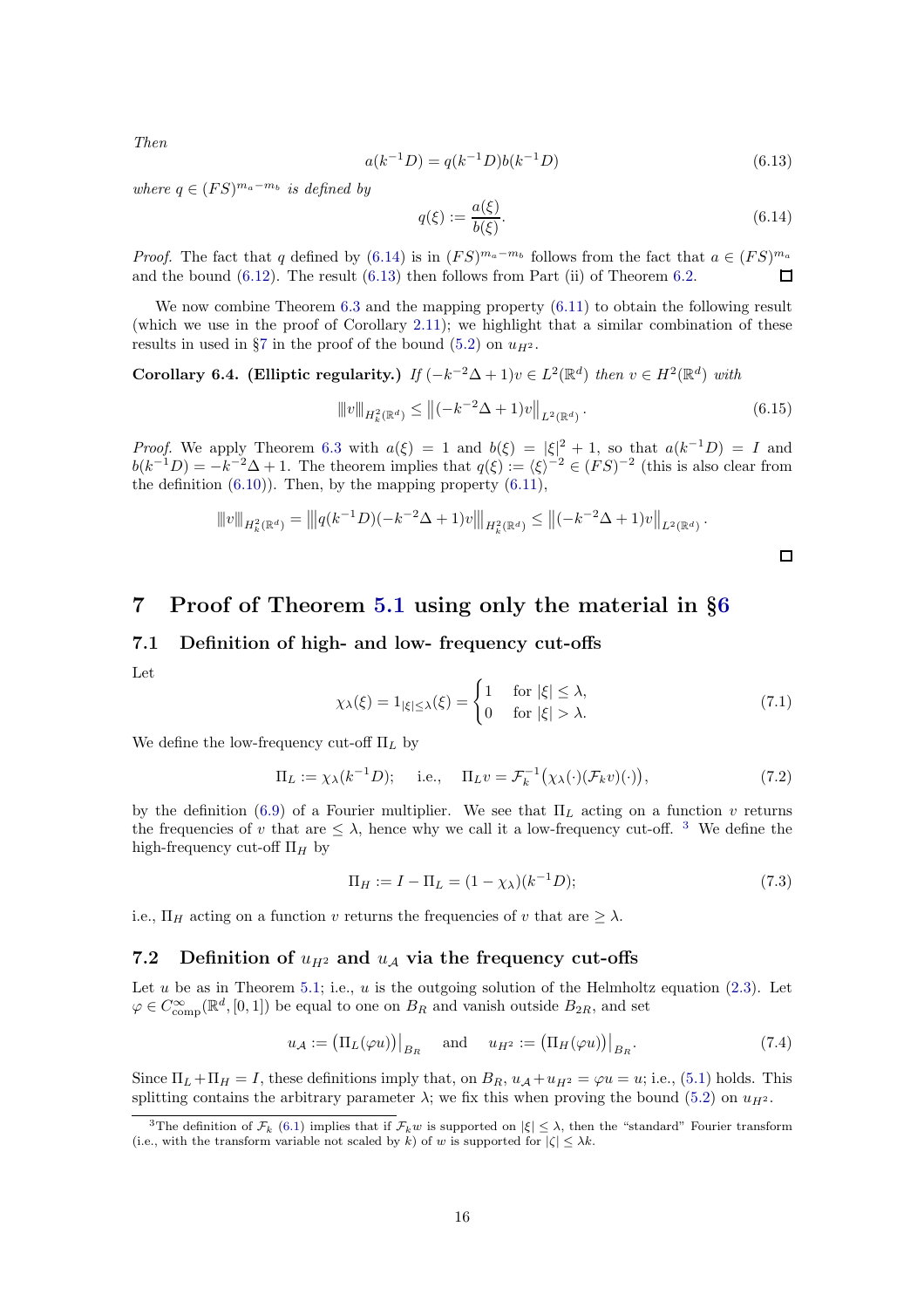*Then*

$$a(k^{-1}D) = q(k^{-1}D)b(k^{-1}D) \tag{6.13}$$

*where* $q \in (FS)^{m_a - m_b}$ *is defined by*

$$q(\xi) := \frac{a(\xi)}{b(\xi)}. \tag{6.14}$$

*Proof.* The fact that $q$ defined by (6.14) is in $(FS)^{m_a-m_b}$ follows from the fact that $a \in (FS)^{m_a}$ and the bound (6.12). The result (6.13) then follows from Part (ii) of Theorem 6.2. □

We now combine Theorem 6.3 and the mapping property (6.11) to obtain the following result (which we use in the proof of Corollary 2.11); we highlight that a similar combination of these results in used in §7 in the proof of the bound (5.2) on $u_{H^2}$.

**Corollary 6.4. (Elliptic regularity.)** *If* $(-k^{-2}\Delta + 1)v \in L^2(\mathbb{R}^d)$ *then* $v \in H^2(\mathbb{R}^d)$ *with*

$$|||v|||_{H^2_k(\mathbb{R}^d)} \leq \left\|(-k^{-2}\Delta + 1)v\right\|_{L^2(\mathbb{R}^d)}. \tag{6.15}$$

*Proof.* We apply Theorem 6.3 with $a(\xi) = 1$ and $b(\xi) = |\xi|^2 + 1$, so that $a(k^{-1}D) = I$ and $b(k^{-1}D) = -k^{-2}\Delta + 1$. The theorem implies that $q(\xi) := \langle \xi \rangle^{-2} \in (FS)^{-2}$ (this is also clear from the definition (6.10)). Then, by the mapping property (6.11),

$$|||v|||_{H^2_k(\mathbb{R}^d)} = \left|\left|\left|q(k^{-1}D)(-k^{-2}\Delta + 1)v\right|\right|\right|_{H^2_k(\mathbb{R}^d)} \leq \left\|(-k^{-2}\Delta + 1)v\right\|_{L^2(\mathbb{R}^d)}.$$

□

# 7 Proof of Theorem 5.1 using only the material in §6

## 7.1 Definition of high- and low- frequency cut-offs

Let

$$\chi_\lambda(\xi) = 1_{|\xi| \leq \lambda}(\xi) = \begin{cases} 1 & \text{for } |\xi| \leq \lambda, \\ 0 & \text{for } |\xi| > \lambda. \end{cases} \tag{7.1}$$

We define the low-frequency cut-off $\Pi_L$ by

$$\Pi_L := \chi_\lambda(k^{-1}D); \quad \text{ i.e.,} \quad \Pi_L v = \mathcal{F}_k^{-1}\big(\chi_\lambda(\cdot)(\mathcal{F}_k v)(\cdot)\big), \tag{7.2}$$

by the definition (6.9) of a Fourier multiplier. We see that $\Pi_L$ acting on a function $v$ returns the frequencies of $v$ that are $\leq \lambda$, hence why we call it a low-frequency cut-off. [3] We define the high-frequency cut-off $\Pi_H$ by

$$\Pi_H := I - \Pi_L = (1 - \chi_\lambda)(k^{-1}D); \tag{7.3}$$

i.e., $\Pi_H$ acting on a function $v$ returns the frequencies of $v$ that are $\geq \lambda$.

## 7.2 Definition of $u_{H^2}$ and $u_{\mathcal{A}}$ via the frequency cut-offs

Let $u$ be as in Theorem 5.1; i.e., $u$ is the outgoing solution of the Helmholtz equation (2.3). Let $\varphi \in C^\infty_{\text{comp}}(\mathbb{R}^d, [0, 1])$ be equal to one on $B_R$ and vanish outside $B_{2R}$, and set

$$u_{\mathcal{A}} := \big(\Pi_L(\varphi u)\big)\big|_{B_R} \quad \text{ and } \quad u_{H^2} := \big(\Pi_H(\varphi u)\big)\big|_{B_R}. \tag{7.4}$$

Since $\Pi_L + \Pi_H = I$, these definitions imply that, on $B_R$, $u_{\mathcal{A}} + u_{H^2} = \varphi u = u$; i.e., (5.1) holds. This splitting contains the arbitrary parameter $\lambda$; we fix this when proving the bound (5.2) on $u_{H^2}$.

---

[3] The definition of $\mathcal{F}_k$ (6.1) implies that if $\mathcal{F}_k w$ is supported on $|\xi| \leq \lambda$, then the "standard" Fourier transform (i.e., with the transform variable not scaled by $k$) of $w$ is supported for $|\zeta| \leq \lambda k$.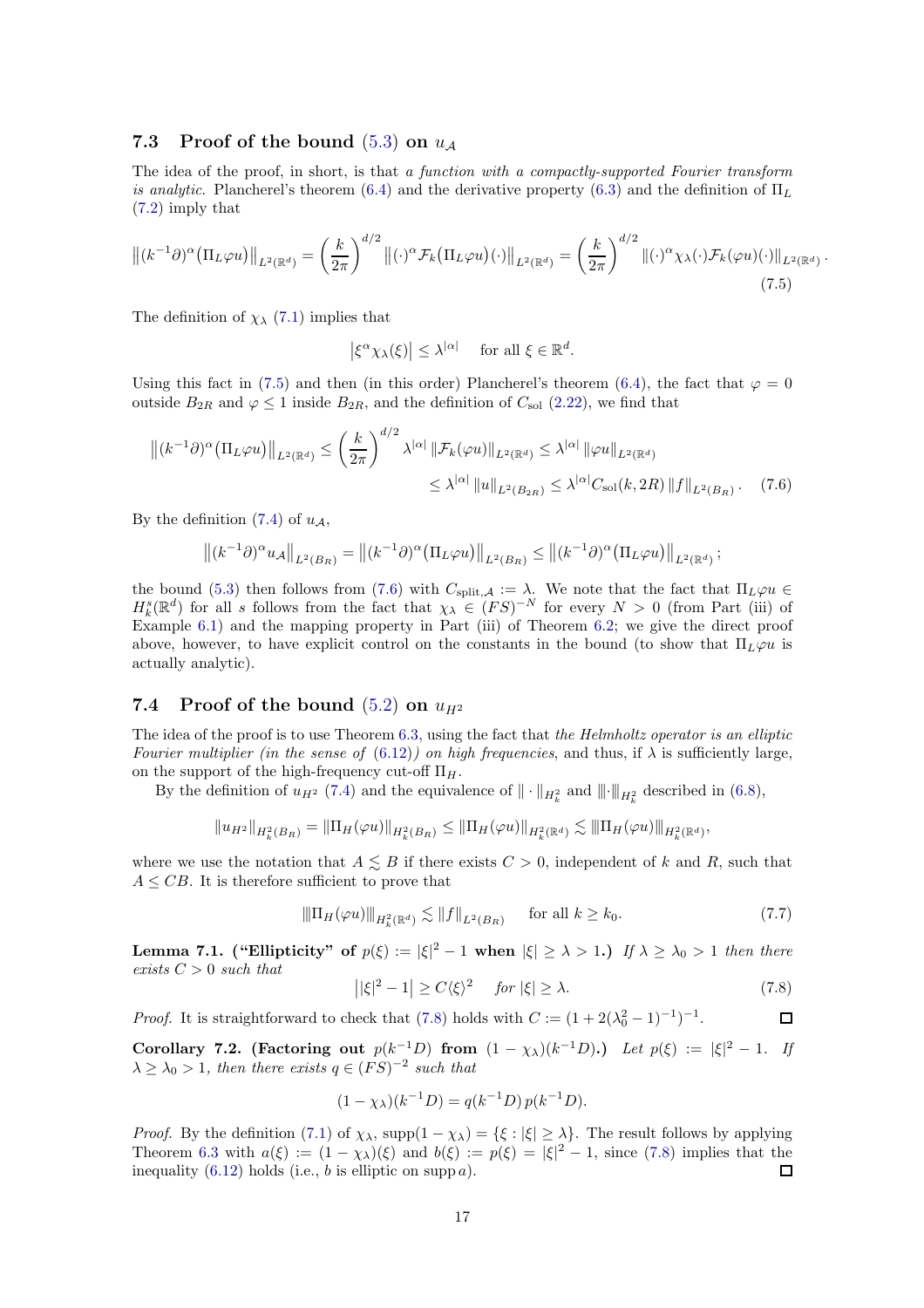### 7.3 Proof of the bound (5.3) on $u_{\mathcal{A}}$

The idea of the proof, in short, is that *a function with a compactly-supported Fourier transform is analytic.* Plancherel's theorem (6.4) and the derivative property (6.3) and the definition of $\Pi_L$ (7.2) imply that

$$
\left\|(k^{-1}\partial)^\alpha\big(\Pi_L\varphi u\big)\right\|_{L^2(\mathbb{R}^d)} = \left(\frac{k}{2\pi}\right)^{d/2}\left\|(\cdot)^\alpha\mathcal{F}_k\big(\Pi_L\varphi u\big)(\cdot)\right\|_{L^2(\mathbb{R}^d)} = \left(\frac{k}{2\pi}\right)^{d/2}\left\|(\cdot)^\alpha\chi_\lambda(\cdot)\mathcal{F}_k(\varphi u)(\cdot)\right\|_{L^2(\mathbb{R}^d)}. \tag{7.5}
$$

The definition of $\chi_\lambda$ (7.1) implies that

$$
\left|\xi^\alpha\chi_\lambda(\xi)\right| \leq \lambda^{|\alpha|} \quad \text{for all } \xi\in\mathbb{R}^d.
$$

Using this fact in (7.5) and then (in this order) Plancherel's theorem (6.4), the fact that $\varphi=0$ outside $B_{2R}$ and $\varphi\leq 1$ inside $B_{2R}$, and the definition of $C_{\rm sol}$ (2.22), we find that

$$
\begin{aligned}
\left\|(k^{-1}\partial)^\alpha\big(\Pi_L\varphi u\big)\right\|_{L^2(\mathbb{R}^d)} &\leq \left(\frac{k}{2\pi}\right)^{d/2}\lambda^{|\alpha|}\left\|\mathcal{F}_k(\varphi u)\right\|_{L^2(\mathbb{R}^d)} \leq \lambda^{|\alpha|}\left\|\varphi u\right\|_{L^2(\mathbb{R}^d)} \\
&\leq \lambda^{|\alpha|}\left\|u\right\|_{L^2(B_{2R})} \leq \lambda^{|\alpha|}C_{\rm sol}(k,2R)\left\|f\right\|_{L^2(B_R)}.
\end{aligned} \tag{7.6}
$$

By the definition (7.4) of $u_{\mathcal{A}}$,

$$
\left\|(k^{-1}\partial)^\alpha u_{\mathcal{A}}\right\|_{L^2(B_R)} = \left\|(k^{-1}\partial)^\alpha\big(\Pi_L\varphi u\big)\right\|_{L^2(B_R)} \leq \left\|(k^{-1}\partial)^\alpha\big(\Pi_L\varphi u\big)\right\|_{L^2(\mathbb{R}^d)};
$$

the bound (5.3) then follows from (7.6) with $C_{{\rm split},\mathcal{A}} := \lambda$. We note that the fact that $\Pi_L\varphi u\in H^s_k(\mathbb{R}^d)$ for all $s$ follows from the fact that $\chi_\lambda\in(FS)^{-N}$ for every $N>0$ (from Part (iii) of Example 6.1) and the mapping property in Part (iii) of Theorem 6.2; we give the direct proof above, however, to have explicit control on the constants in the bound (to show that $\Pi_L\varphi u$ is actually analytic).

### 7.4 Proof of the bound (5.2) on $u_{H^2}$

The idea of the proof is to use Theorem 6.3, using the fact that *the Helmholtz operator is an elliptic Fourier multiplier (in the sense of* (6.12)*) on high frequencies*, and thus, if $\lambda$ is sufficiently large, on the support of the high-frequency cut-off $\Pi_H$.

By the definition of $u_{H^2}$ (7.4) and the equivalence of $\|\cdot\|_{H^2_k}$ and $|\!|\!|\cdot|\!|\!|_{H^2_k}$ described in (6.8),

$$
\|u_{H^2}\|_{H^2_k(B_R)} = \|\Pi_H(\varphi u)\|_{H^2_k(B_R)} \leq \|\Pi_H(\varphi u)\|_{H^2_k(\mathbb{R}^d)} \lesssim |\!|\!|\Pi_H(\varphi u)|\!|\!|_{H^2_k(\mathbb{R}^d)},
$$

where we use the notation that $A\lesssim B$ if there exists $C>0$, independent of $k$ and $R$, such that $A\leq CB$. It is therefore sufficient to prove that

$$
|\!|\!|\Pi_H(\varphi u)|\!|\!|_{H^2_k(\mathbb{R}^d)} \lesssim \|f\|_{L^2(B_R)} \quad \text{for all } k\geq k_0. \tag{7.7}
$$

**Lemma 7.1. ("Ellipticity" of $p(\xi):=|\xi|^2-1$ when $|\xi|\geq\lambda>1$.)** *If $\lambda\geq\lambda_0>1$ then there exists $C>0$ such that*

$$
\left||\xi|^2-1\right| \geq C\langle\xi\rangle^2 \quad \textit{for } |\xi|\geq\lambda. \tag{7.8}
$$

*Proof.* It is straightforward to check that (7.8) holds with $C:=(1+2(\lambda_0^2-1)^{-1})^{-1}$. □

**Corollary 7.2. (Factoring out $p(k^{-1}D)$ from $(1-\chi_\lambda)(k^{-1}D)$.)** *Let $p(\xi):=|\xi|^2-1$. If $\lambda\geq\lambda_0>1$, then there exists $q\in(FS)^{-2}$ such that*

$$
(1-\chi_\lambda)(k^{-1}D) = q(k^{-1}D)\,p(k^{-1}D).
$$

*Proof.* By the definition (7.1) of $\chi_\lambda$, $\operatorname{supp}(1-\chi_\lambda)=\{\xi:|\xi|\geq\lambda\}$. The result follows by applying Theorem 6.3 with $a(\xi):=(1-\chi_\lambda)(\xi)$ and $b(\xi):=p(\xi)=|\xi|^2-1$, since (7.8) implies that the inequality (6.12) holds (i.e., $b$ is elliptic on $\operatorname{supp} a$). □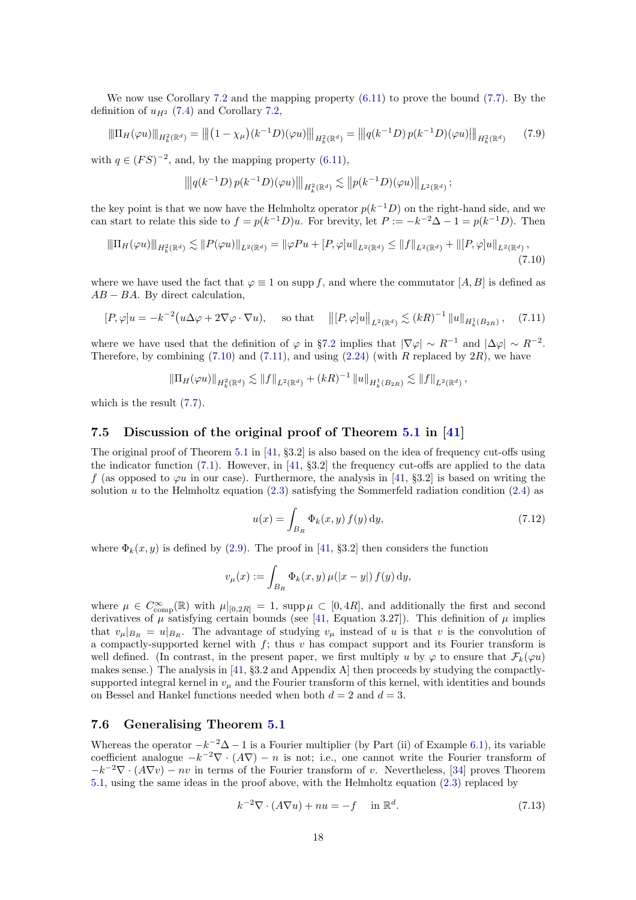We now use Corollary 7.2 and the mapping property (6.11) to prove the bound (7.7). By the definition of $u_{H^2}$ (7.4) and Corollary 7.2,

$$\left\|\!\left|\Pi_H(\varphi u)\right|\!\right\|_{H^2_k(\mathbb{R}^d)} = \left\|\!\left|\big(1-\chi_\mu\big)(k^{-1}D)(\varphi u)\right|\!\right\|_{H^2_k(\mathbb{R}^d)} = \left\|\!\left|q(k^{-1}D)\,p(k^{-1}D)(\varphi u)\right|\!\right\|_{H^2_k(\mathbb{R}^d)} \tag{7.9}$$

with $q \in (FS)^{-2}$, and, by the mapping property (6.11),

$$\left\|\!\left|q(k^{-1}D)\,p(k^{-1}D)(\varphi u)\right|\!\right\|_{H^2_k(\mathbb{R}^d)} \lesssim \left\|p(k^{-1}D)(\varphi u)\right\|_{L^2(\mathbb{R}^d)};$$

the key point is that we now have the Helmholtz operator $p(k^{-1}D)$ on the right-hand side, and we can start to relate this side to $f = p(k^{-1}D)u$. For brevity, let $P := -k^{-2}\Delta - 1 = p(k^{-1}D)$. Then

$$\left\|\!\left|\Pi_H(\varphi u)\right|\!\right\|_{H^2_k(\mathbb{R}^d)} \lesssim \left\|P(\varphi u)\right\|_{L^2(\mathbb{R}^d)} = \left\|\varphi P u + [P,\varphi]u\right\|_{L^2(\mathbb{R}^d)} \leq \left\|f\right\|_{L^2(\mathbb{R}^d)} + \left\|[P,\varphi]u\right\|_{L^2(\mathbb{R}^d)}, \tag{7.10}$$

where we have used the fact that $\varphi \equiv 1$ on $\operatorname{supp} f$, and where the commutator $[A,B]$ is defined as $AB - BA$. By direct calculation,

$$[P,\varphi]u = -k^{-2}\big(u\Delta\varphi + 2\nabla\varphi\cdot\nabla u\big), \quad \text{so that} \quad \left\|[P,\varphi]u\right\|_{L^2(\mathbb{R}^d)} \lesssim (kR)^{-1}\left\|u\right\|_{H^1_k(B_{2R})}, \tag{7.11}$$

where we have used that the definition of $\varphi$ in §7.2 implies that $|\nabla\varphi| \sim R^{-1}$ and $|\Delta\varphi| \sim R^{-2}$. Therefore, by combining (7.10) and (7.11), and using (2.24) (with $R$ replaced by $2R$), we have

$$\left\|\Pi_H(\varphi u)\right\|_{H^2_k(\mathbb{R}^d)} \lesssim \left\|f\right\|_{L^2(\mathbb{R}^d)} + (kR)^{-1}\left\|u\right\|_{H^1_k(B_{2R})} \lesssim \left\|f\right\|_{L^2(\mathbb{R}^d)},$$

which is the result (7.7).

## 7.5 Discussion of the original proof of Theorem 5.1 in [41]

The original proof of Theorem 5.1 in [41, §3.2] is also based on the idea of frequency cut-offs using the indicator function (7.1). However, in [41, §3.2] the frequency cut-offs are applied to the data $f$ (as opposed to $\varphi u$ in our case). Furthermore, the analysis in [41, §3.2] is based on writing the solution $u$ to the Helmholtz equation (2.3) satisfying the Sommerfeld radiation condition (2.4) as

$$u(x) = \int_{B_R} \Phi_k(x,y)\, f(y)\,\mathrm{d}y, \tag{7.12}$$

where $\Phi_k(x,y)$ is defined by (2.9). The proof in [41, §3.2] then considers the function

$$v_\mu(x) := \int_{B_R} \Phi_k(x,y)\,\mu(|x-y|)\, f(y)\,\mathrm{d}y,$$

where $\mu \in C^\infty_{\mathrm{comp}}(\mathbb{R})$ with $\mu|_{[0,2R]} = 1$, $\operatorname{supp}\mu \subset [0,4R]$, and additionally the first and second derivatives of $\mu$ satisfying certain bounds (see [41, Equation 3.27]). This definition of $\mu$ implies that $v_\mu|_{B_R} = u|_{B_R}$. The advantage of studying $v_\mu$ instead of $u$ is that $v$ is the convolution of a compactly-supported kernel with $f$; thus $v$ has compact support and its Fourier transform is well defined. (In contrast, in the present paper, we first multiply $u$ by $\varphi$ to ensure that $\mathcal{F}_k(\varphi u)$ makes sense.) The analysis in [41, §3.2 and Appendix A] then proceeds by studying the compactly-supported integral kernel in $v_\mu$ and the Fourier transform of this kernel, with identities and bounds on Bessel and Hankel functions needed when both $d = 2$ and $d = 3$.

## 7.6 Generalising Theorem 5.1

Whereas the operator $-k^{-2}\Delta - 1$ is a Fourier multiplier (by Part (ii) of Example 6.1), its variable coefficient analogue $-k^{-2}\nabla\cdot(A\nabla) - n$ is not; i.e., one cannot write the Fourier transform of $-k^{-2}\nabla\cdot(A\nabla v) - nv$ in terms of the Fourier transform of $v$. Nevertheless, [34] proves Theorem 5.1, using the same ideas in the proof above, with the Helmholtz equation (2.3) replaced by

$$k^{-2}\nabla\cdot(A\nabla u) + nu = -f \quad \text{in } \mathbb{R}^d. \tag{7.13}$$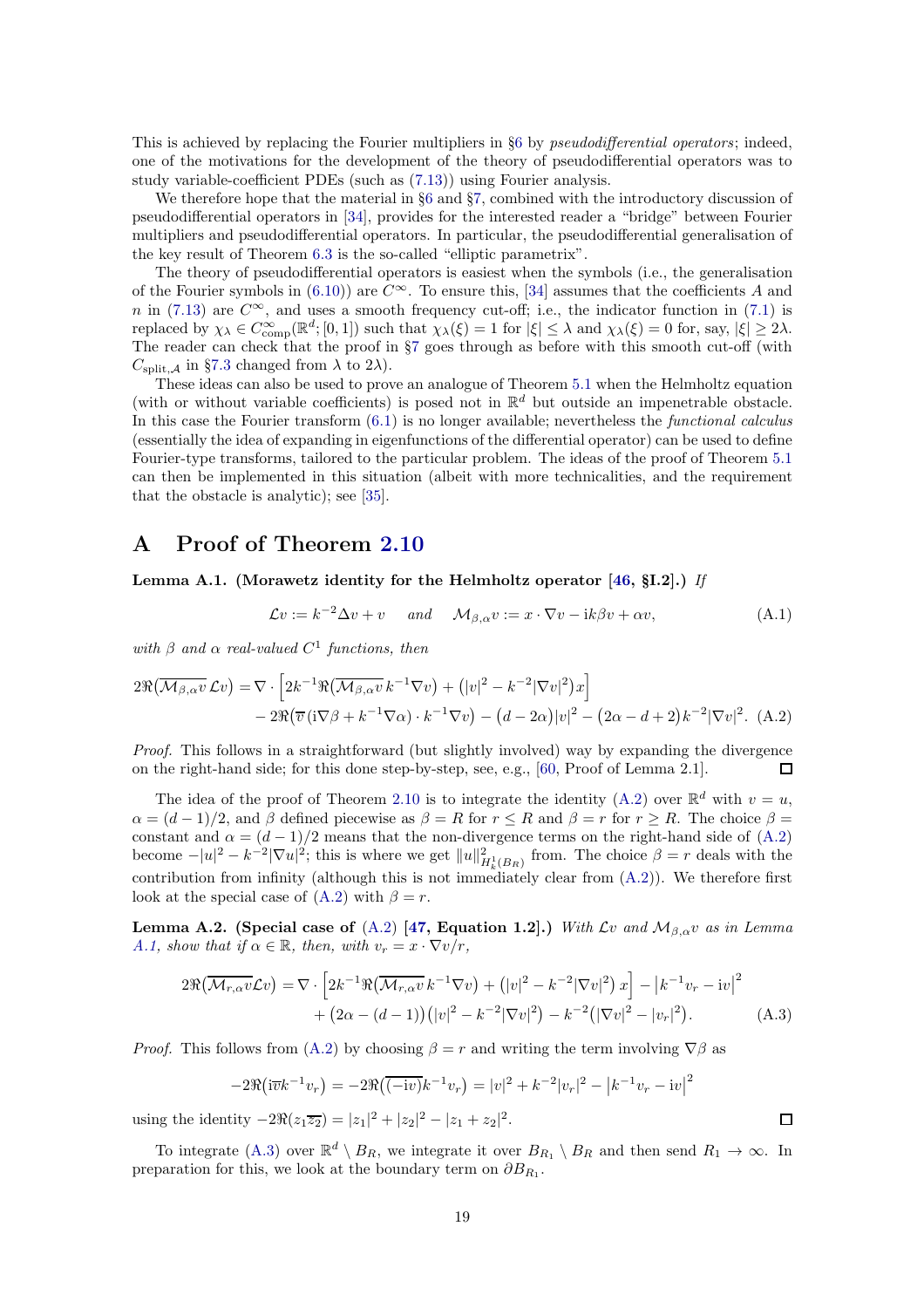This is achieved by replacing the Fourier multipliers in §6 by *pseudodifferential operators*; indeed, one of the motivations for the development of the theory of pseudodifferential operators was to study variable-coefficient PDEs (such as (7.13)) using Fourier analysis.

We therefore hope that the material in §6 and §7, combined with the introductory discussion of pseudodifferential operators in [34], provides for the interested reader a "bridge" between Fourier multipliers and pseudodifferential operators. In particular, the pseudodifferential generalisation of the key result of Theorem 6.3 is the so-called "elliptic parametrix".

The theory of pseudodifferential operators is easiest when the symbols (i.e., the generalisation of the Fourier symbols in (6.10)) are $C^\infty$. To ensure this, [34] assumes that the coefficients $A$ and $n$ in (7.13) are $C^\infty$, and uses a smooth frequency cut-off; i.e., the indicator function in (7.1) is replaced by $\chi_\lambda \in C^\infty_{\rm comp}(\mathbb{R}^d;[0,1])$ such that $\chi_\lambda(\xi)=1$ for $|\xi|\leq \lambda$ and $\chi_\lambda(\xi)=0$ for, say, $|\xi|\geq 2\lambda$. The reader can check that the proof in §7 goes through as before with this smooth cut-off (with $C_{{\rm split},\mathcal{A}}$ in §7.3 changed from $\lambda$ to $2\lambda$).

These ideas can also be used to prove an analogue of Theorem 5.1 when the Helmholtz equation (with or without variable coefficients) is posed not in $\mathbb{R}^d$ but outside an impenetrable obstacle. In this case the Fourier transform (6.1) is no longer available; nevertheless the *functional calculus* (essentially the idea of expanding in eigenfunctions of the differential operator) can be used to define Fourier-type transforms, tailored to the particular problem. The ideas of the proof of Theorem 5.1 can then be implemented in this situation (albeit with more technicalities, and the requirement that the obstacle is analytic); see [35].

# A Proof of Theorem 2.10

**Lemma A.1. (Morawetz identity for the Helmholtz operator [46, §I.2].)** *If*

$$\mathcal{L}v := k^{-2}\Delta v + v \quad \text{ and } \quad \mathcal{M}_{\beta,\alpha}v := x\cdot\nabla v - {\rm i}k\beta v + \alpha v, \tag{A.1}$$

*with $\beta$ and $\alpha$ real-valued $C^1$ functions, then*

$$\begin{aligned}2\Re\big(\overline{\mathcal{M}_{\beta,\alpha}v}\,\mathcal{L}v\big) &= \nabla\cdot\Big[2k^{-1}\Re\big(\overline{\mathcal{M}_{\beta,\alpha}v}\,k^{-1}\nabla v\big) + \big(|v|^2 - k^{-2}|\nabla v|^2\big)x\Big]\\ &\quad - 2\Re\big(\overline{v}\,({\rm i}\nabla\beta + k^{-1}\nabla\alpha)\cdot k^{-1}\nabla v\big) - \big(d-2\alpha\big)|v|^2 - \big(2\alpha - d + 2\big)k^{-2}|\nabla v|^2. \end{aligned}\tag{A.2}$$

*Proof.* This follows in a straightforward (but slightly involved) way by expanding the divergence on the right-hand side; for this done step-by-step, see, e.g., [60, Proof of Lemma 2.1]. □

The idea of the proof of Theorem 2.10 is to integrate the identity (A.2) over $\mathbb{R}^d$ with $v=u$, $\alpha=(d-1)/2$, and $\beta$ defined piecewise as $\beta=R$ for $r\leq R$ and $\beta=r$ for $r\geq R$. The choice $\beta=$ constant and $\alpha=(d-1)/2$ means that the non-divergence terms on the right-hand side of (A.2) become $-|u|^2-k^{-2}|\nabla u|^2$; this is where we get $\|u\|^2_{H^1_k(B_R)}$ from. The choice $\beta=r$ deals with the contribution from infinity (although this is not immediately clear from (A.2)). We therefore first look at the special case of (A.2) with $\beta=r$.

**Lemma A.2. (Special case of (A.2) [47, Equation 1.2].)** *With $\mathcal{L}v$ and $\mathcal{M}_{\beta,\alpha}v$ as in Lemma A.1, show that if $\alpha\in\mathbb{R}$, then, with $v_r = x\cdot\nabla v/r$,*

$$\begin{aligned}2\Re\big(\overline{\mathcal{M}_{r,\alpha}v}\mathcal{L}v\big) &= \nabla\cdot\Big[2k^{-1}\Re\big(\overline{\mathcal{M}_{r,\alpha}v}\,k^{-1}\nabla v\big) + \big(|v|^2 - k^{-2}|\nabla v|^2\big)\,x\Big] - \big|k^{-1}v_r - {\rm i}v\big|^2\\ &\quad + \big(2\alpha - (d-1)\big)\big(|v|^2 - k^{-2}|\nabla v|^2\big) - k^{-2}\big(|\nabla v|^2 - |v_r|^2\big).\end{aligned}\tag{A.3}$$

*Proof.* This follows from (A.2) by choosing $\beta=r$ and writing the term involving $\nabla\beta$ as

$$-2\Re\big({\rm i}\overline{v}k^{-1}v_r\big) = -2\Re\big(\overline{(-{\rm i}v)}k^{-1}v_r\big) = |v|^2 + k^{-2}|v_r|^2 - \big|k^{-1}v_r - {\rm i}v\big|^2$$

using the identity $-2\Re(z_1\overline{z_2}) = |z_1|^2+|z_2|^2-|z_1+z_2|^2$. □

To integrate (A.3) over $\mathbb{R}^d\setminus B_R$, we integrate it over $B_{R_1}\setminus B_R$ and then send $R_1\to\infty$. In preparation for this, we look at the boundary term on $\partial B_{R_1}$.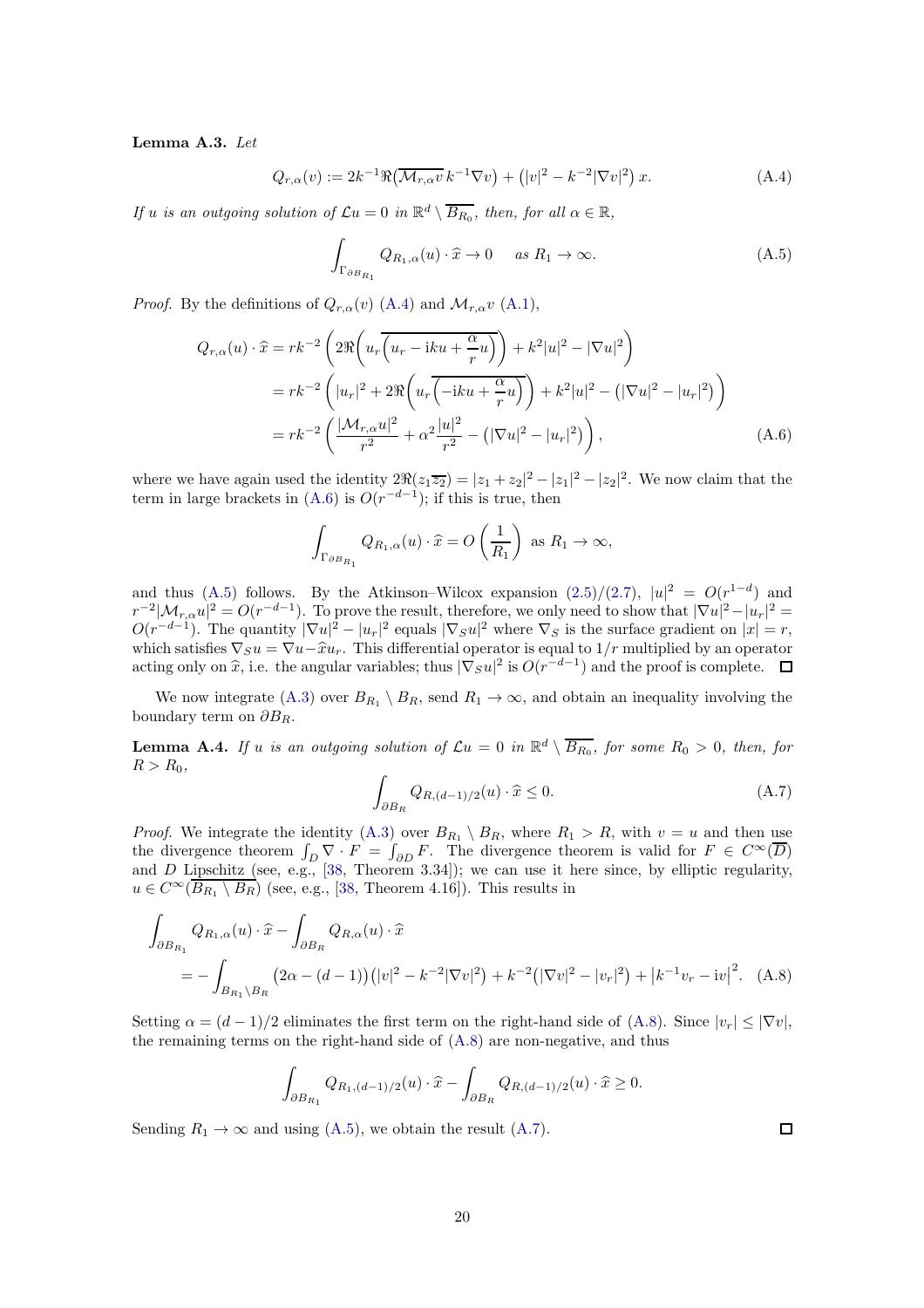**Lemma A.3.** *Let*

$$Q_{r,\alpha}(v) := 2k^{-1}\Re\big(\overline{\mathcal{M}_{r,\alpha}v}\, k^{-1}\nabla v\big) + \big(|v|^2 - k^{-2}|\nabla v|^2\big)\, x. \tag{A.4}$$

*If $u$ is an outgoing solution of $\mathcal{L}u = 0$ in $\mathbb{R}^d \setminus \overline{B_{R_0}}$, then, for all $\alpha \in \mathbb{R}$,*

$$\int_{\Gamma_{\partial B_{R_1}}} Q_{R_1,\alpha}(u)\cdot \widehat{x} \to 0 \quad \text{ as } R_1 \to \infty. \tag{A.5}$$

*Proof.* By the definitions of $Q_{r,\alpha}(v)$ (A.4) and $\mathcal{M}_{r,\alpha}v$ (A.1),

$$\begin{aligned}
Q_{r,\alpha}(u)\cdot\widehat{x} &= rk^{-2}\left(2\Re\bigg(u_r\overline{\Big(u_r - \mathrm{i}ku + \frac{\alpha}{r}u\Big)}\bigg) + k^2|u|^2 - |\nabla u|^2\right)\\
&= rk^{-2}\left(|u_r|^2 + 2\Re\bigg(u_r\overline{\Big(-\mathrm{i}ku + \frac{\alpha}{r}u\Big)}\bigg) + k^2|u|^2 - \big(|\nabla u|^2 - |u_r|^2\big)\right)\\
&= rk^{-2}\left(\frac{|\mathcal{M}_{r,\alpha}u|^2}{r^2} + \alpha^2\frac{|u|^2}{r^2} - \big(|\nabla u|^2 - |u_r|^2\big)\right),
\end{aligned} \tag{A.6}$$

where we have again used the identity $2\Re(z_1\overline{z_2}) = |z_1+z_2|^2 - |z_1|^2 - |z_2|^2$. We now claim that the term in large brackets in (A.6) is $O(r^{-d-1})$; if this is true, then

$$\int_{\Gamma_{\partial B_{R_1}}} Q_{R_1,\alpha}(u)\cdot\widehat{x} = O\left(\frac{1}{R_1}\right) \text{ as } R_1 \to \infty,$$

and thus (A.5) follows. By the Atkinson–Wilcox expansion (2.5)/(2.7), $|u|^2 = O(r^{1-d})$ and $r^{-2}|\mathcal{M}_{r,\alpha}u|^2 = O(r^{-d-1})$. To prove the result, therefore, we only need to show that $|\nabla u|^2 - |u_r|^2 = O(r^{-d-1})$. The quantity $|\nabla u|^2 - |u_r|^2$ equals $|\nabla_S u|^2$ where $\nabla_S$ is the surface gradient on $|x| = r$, which satisfies $\nabla_S u = \nabla u - \widehat{x}u_r$. This differential operator is equal to $1/r$ multiplied by an operator acting only on $\widehat{x}$, i.e. the angular variables; thus $|\nabla_S u|^2$ is $O(r^{-d-1})$ and the proof is complete. □

We now integrate (A.3) over $B_{R_1}\setminus B_R$, send $R_1 \to \infty$, and obtain an inequality involving the boundary term on $\partial B_R$.

**Lemma A.4.** *If $u$ is an outgoing solution of $\mathcal{L}u = 0$ in $\mathbb{R}^d \setminus \overline{B_{R_0}}$, for some $R_0 > 0$, then, for $R > R_0$,*

$$\int_{\partial B_R} Q_{R,(d-1)/2}(u)\cdot\widehat{x} \le 0. \tag{A.7}$$

*Proof.* We integrate the identity (A.3) over $B_{R_1}\setminus B_R$, where $R_1 > R$, with $v = u$ and then use the divergence theorem $\int_D \nabla\cdot F = \int_{\partial D} F$. The divergence theorem is valid for $F \in C^\infty(\overline{D})$ and $D$ Lipschitz (see, e.g., [38, Theorem 3.34]); we can use it here since, by elliptic regularity, $u \in C^\infty(\overline{B_{R_1}\setminus B_R})$ (see, e.g., [38, Theorem 4.16]). This results in

$$\begin{aligned}
&\int_{\partial B_{R_1}} Q_{R_1,\alpha}(u)\cdot\widehat{x} - \int_{\partial B_R} Q_{R,\alpha}(u)\cdot\widehat{x}\\
&\qquad = -\int_{B_{R_1}\setminus B_R} \big(2\alpha - (d-1)\big)\big(|v|^2 - k^{-2}|\nabla v|^2\big) + k^{-2}\big(|\nabla v|^2 - |v_r|^2\big) + \big|k^{-1}v_r - \mathrm{i}v\big|^2.
\end{aligned} \tag{A.8}$$

Setting $\alpha = (d-1)/2$ eliminates the first term on the right-hand side of (A.8). Since $|v_r| \le |\nabla v|$, the remaining terms on the right-hand side of (A.8) are non-negative, and thus

$$\int_{\partial B_{R_1}} Q_{R_1,(d-1)/2}(u)\cdot\widehat{x} - \int_{\partial B_R} Q_{R,(d-1)/2}(u)\cdot\widehat{x} \ge 0.$$

Sending $R_1 \to \infty$ and using (A.5), we obtain the result (A.7). □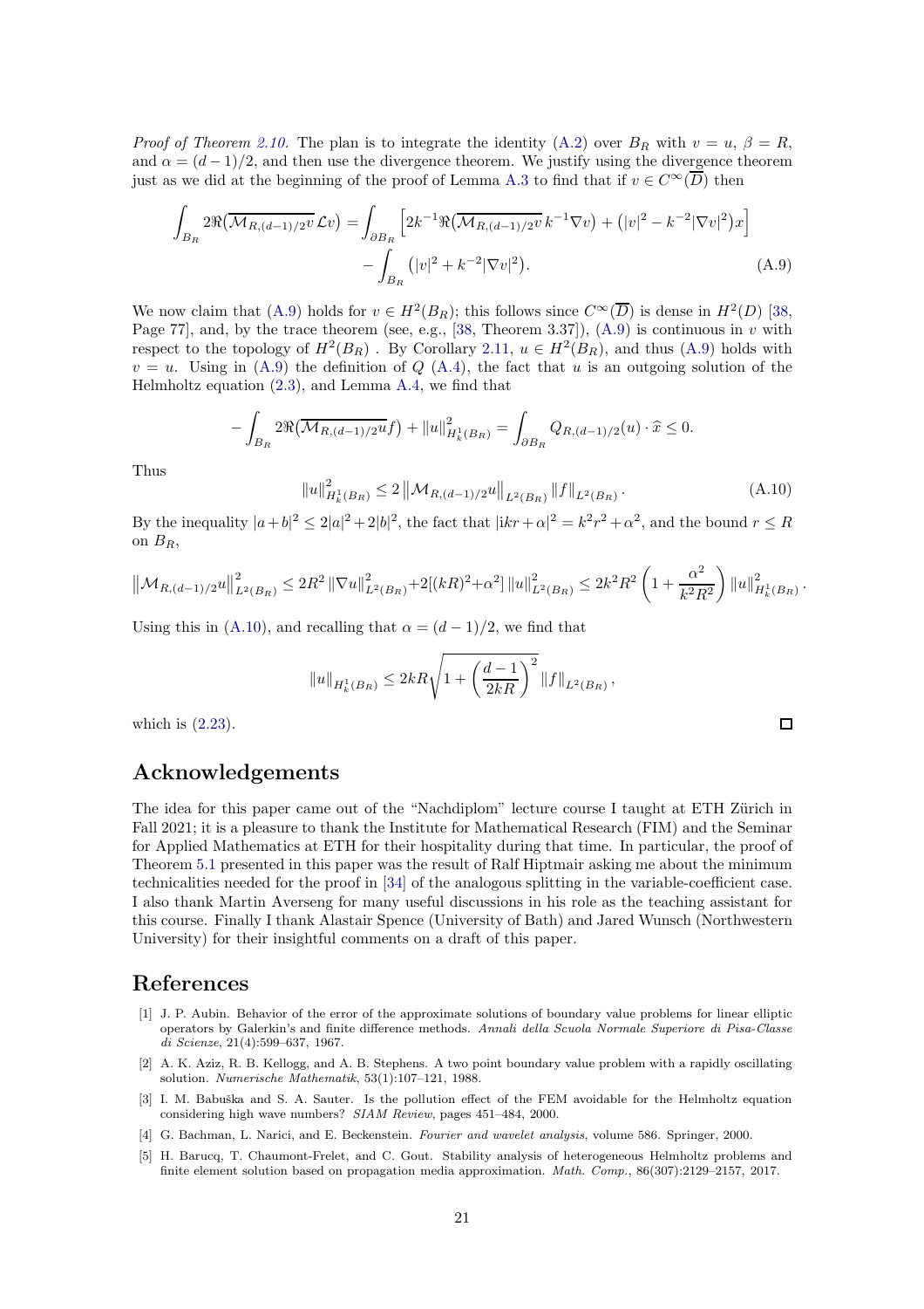*Proof of Theorem 2.10.* The plan is to integrate the identity (A.2) over $B_R$ with $v = u$, $\beta = R$, and $\alpha = (d-1)/2$, and then use the divergence theorem. We justify using the divergence theorem just as we did at the beginning of the proof of Lemma A.3 to find that if $v \in C^\infty(\overline{D})$ then

$$
\int_{B_R} 2\Re\big(\overline{\mathcal{M}_{R,(d-1)/2}v}\,\mathcal{L}v\big) = \int_{\partial B_R}\Big[2k^{-1}\Re\big(\overline{\mathcal{M}_{R,(d-1)/2}v}\,k^{-1}\nabla v\big) + \big(|v|^2 - k^{-2}|\nabla v|^2\big)x\Big] - \int_{B_R}\big(|v|^2 + k^{-2}|\nabla v|^2\big). \tag{A.9}
$$

We now claim that (A.9) holds for $v \in H^2(B_R)$; this follows since $C^\infty(\overline{D})$ is dense in $H^2(D)$ [38, Page 77], and, by the trace theorem (see, e.g., [38, Theorem 3.37]), (A.9) is continuous in $v$ with respect to the topology of $H^2(B_R)$ . By Corollary 2.11, $u \in H^2(B_R)$, and thus (A.9) holds with $v = u$. Using in (A.9) the definition of $Q$ (A.4), the fact that $u$ is an outgoing solution of the Helmholtz equation (2.3), and Lemma A.4, we find that

$$
-\int_{B_R} 2\Re\big(\overline{\mathcal{M}_{R,(d-1)/2}u}f\big) + \|u\|^2_{H^1_k(B_R)} = \int_{\partial B_R} Q_{R,(d-1)/2}(u)\cdot\widehat{x} \le 0.
$$

Thus

$$
\|u\|^2_{H^1_k(B_R)} \le 2\left\|\mathcal{M}_{R,(d-1)/2}u\right\|_{L^2(B_R)}\|f\|_{L^2(B_R)}. \tag{A.10}
$$

By the inequality $|a+b|^2 \le 2|a|^2 + 2|b|^2$, the fact that $|ikr + \alpha|^2 = k^2r^2 + \alpha^2$, and the bound $r \le R$ on $B_R$,

$$
\left\|\mathcal{M}_{R,(d-1)/2}u\right\|^2_{L^2(B_R)} \le 2R^2\|\nabla u\|^2_{L^2(B_R)} + 2[(kR)^2 + \alpha^2]\|u\|^2_{L^2(B_R)} \le 2k^2R^2\left(1 + \frac{\alpha^2}{k^2R^2}\right)\|u\|^2_{H^1_k(B_R)}.
$$

Using this in (A.10), and recalling that $\alpha = (d-1)/2$, we find that

$$
\|u\|_{H^1_k(B_R)} \le 2kR\sqrt{1 + \left(\frac{d-1}{2kR}\right)^2}\,\|f\|_{L^2(B_R)},
$$

which is (2.23). □

## Acknowledgements

The idea for this paper came out of the "Nachdiplom" lecture course I taught at ETH Zürich in Fall 2021; it is a pleasure to thank the Institute for Mathematical Research (FIM) and the Seminar for Applied Mathematics at ETH for their hospitality during that time. In particular, the proof of Theorem 5.1 presented in this paper was the result of Ralf Hiptmair asking me about the minimum technicalities needed for the proof in [34] of the analogous splitting in the variable-coefficient case. I also thank Martin Averseng for many useful discussions in his role as the teaching assistant for this course. Finally I thank Alastair Spence (University of Bath) and Jared Wunsch (Northwestern University) for their insightful comments on a draft of this paper.

## References

[1] J. P. Aubin. Behavior of the error of the approximate solutions of boundary value problems for linear elliptic operators by Galerkin's and finite difference methods. *Annali della Scuola Normale Superiore di Pisa-Classe di Scienze*, 21(4):599–637, 1967.

[2] A. K. Aziz, R. B. Kellogg, and A. B. Stephens. A two point boundary value problem with a rapidly oscillating solution. *Numerische Mathematik*, 53(1):107–121, 1988.

[3] I. M. Babuška and S. A. Sauter. Is the pollution effect of the FEM avoidable for the Helmholtz equation considering high wave numbers? *SIAM Review*, pages 451–484, 2000.

[4] G. Bachman, L. Narici, and E. Beckenstein. *Fourier and wavelet analysis*, volume 586. Springer, 2000.

[5] H. Barucq, T. Chaumont-Frelet, and C. Gout. Stability analysis of heterogeneous Helmholtz problems and finite element solution based on propagation media approximation. *Math. Comp.*, 86(307):2129–2157, 2017.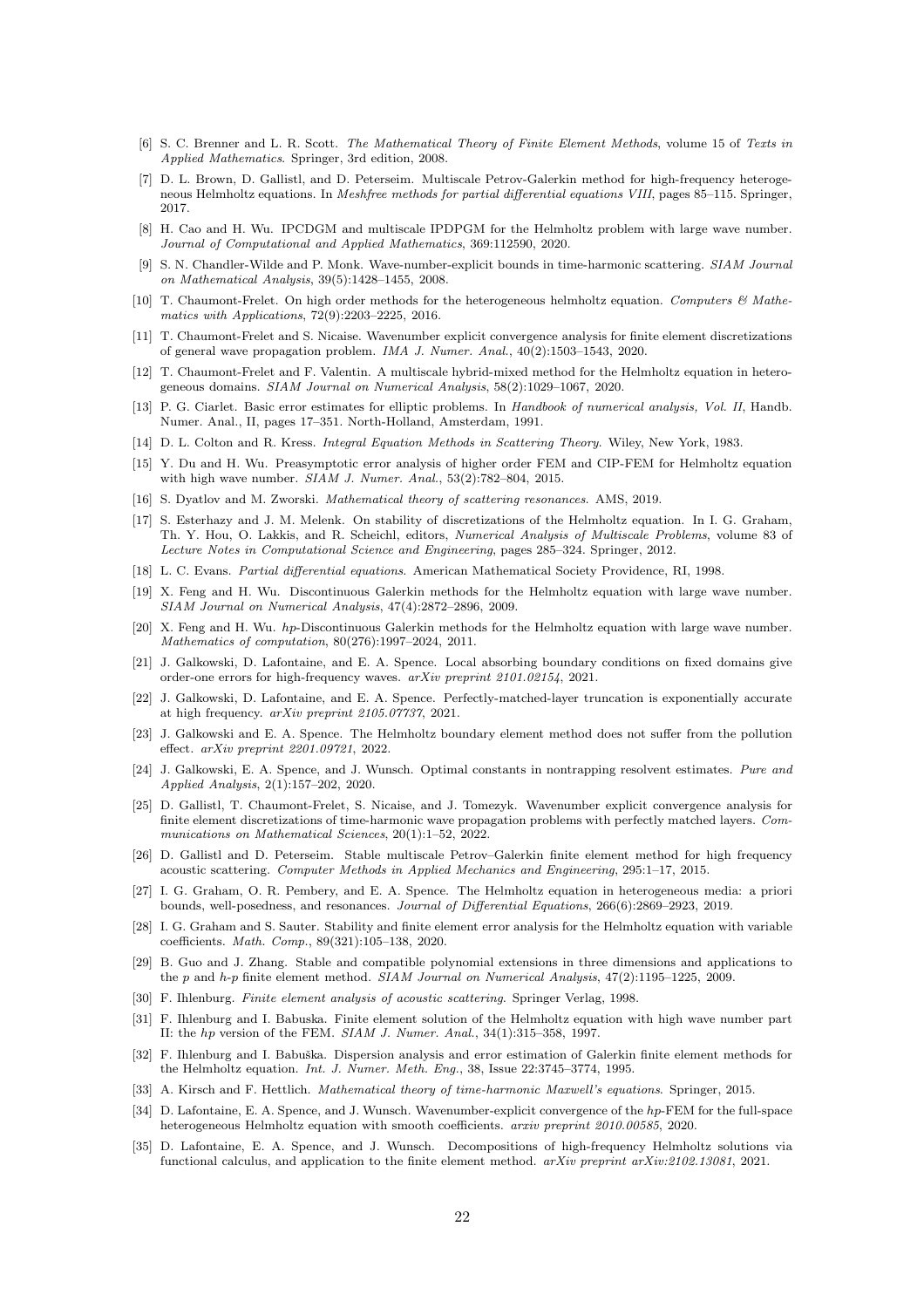[6] S. C. Brenner and L. R. Scott. *The Mathematical Theory of Finite Element Methods*, volume 15 of *Texts in Applied Mathematics*. Springer, 3rd edition, 2008.

[7] D. L. Brown, D. Gallistl, and D. Peterseim. Multiscale Petrov-Galerkin method for high-frequency heterogeneous Helmholtz equations. In *Meshfree methods for partial differential equations VIII*, pages 85–115. Springer, 2017.

[8] H. Cao and H. Wu. IPCDGM and multiscale IPDPGM for the Helmholtz problem with large wave number. *Journal of Computational and Applied Mathematics*, 369:112590, 2020.

[9] S. N. Chandler-Wilde and P. Monk. Wave-number-explicit bounds in time-harmonic scattering. *SIAM Journal on Mathematical Analysis*, 39(5):1428–1455, 2008.

[10] T. Chaumont-Frelet. On high order methods for the heterogeneous helmholtz equation. *Computers & Mathematics with Applications*, 72(9):2203–2225, 2016.

[11] T. Chaumont-Frelet and S. Nicaise. Wavenumber explicit convergence analysis for finite element discretizations of general wave propagation problem. *IMA J. Numer. Anal.*, 40(2):1503–1543, 2020.

[12] T. Chaumont-Frelet and F. Valentin. A multiscale hybrid-mixed method for the Helmholtz equation in heterogeneous domains. *SIAM Journal on Numerical Analysis*, 58(2):1029–1067, 2020.

[13] P. G. Ciarlet. Basic error estimates for elliptic problems. In *Handbook of numerical analysis, Vol. II*, Handb. Numer. Anal., II, pages 17–351. North-Holland, Amsterdam, 1991.

[14] D. L. Colton and R. Kress. *Integral Equation Methods in Scattering Theory*. Wiley, New York, 1983.

[15] Y. Du and H. Wu. Preasymptotic error analysis of higher order FEM and CIP-FEM for Helmholtz equation with high wave number. *SIAM J. Numer. Anal.*, 53(2):782–804, 2015.

[16] S. Dyatlov and M. Zworski. *Mathematical theory of scattering resonances*. AMS, 2019.

[17] S. Esterhazy and J. M. Melenk. On stability of discretizations of the Helmholtz equation. In I. G. Graham, Th. Y. Hou, O. Lakkis, and R. Scheichl, editors, *Numerical Analysis of Multiscale Problems*, volume 83 of *Lecture Notes in Computational Science and Engineering*, pages 285–324. Springer, 2012.

[18] L. C. Evans. *Partial differential equations*. American Mathematical Society Providence, RI, 1998.

[19] X. Feng and H. Wu. Discontinuous Galerkin methods for the Helmholtz equation with large wave number. *SIAM Journal on Numerical Analysis*, 47(4):2872–2896, 2009.

[20] X. Feng and H. Wu. *hp*-Discontinuous Galerkin methods for the Helmholtz equation with large wave number. *Mathematics of computation*, 80(276):1997–2024, 2011.

[21] J. Galkowski, D. Lafontaine, and E. A. Spence. Local absorbing boundary conditions on fixed domains give order-one errors for high-frequency waves. *arXiv preprint 2101.02154*, 2021.

[22] J. Galkowski, D. Lafontaine, and E. A. Spence. Perfectly-matched-layer truncation is exponentially accurate at high frequency. *arXiv preprint 2105.07737*, 2021.

[23] J. Galkowski and E. A. Spence. The Helmholtz boundary element method does not suffer from the pollution effect. *arXiv preprint 2201.09721*, 2022.

[24] J. Galkowski, E. A. Spence, and J. Wunsch. Optimal constants in nontrapping resolvent estimates. *Pure and Applied Analysis*, 2(1):157–202, 2020.

[25] D. Gallistl, T. Chaumont-Frelet, S. Nicaise, and J. Tomezyk. Wavenumber explicit convergence analysis for finite element discretizations of time-harmonic wave propagation problems with perfectly matched layers. *Communications on Mathematical Sciences*, 20(1):1–52, 2022.

[26] D. Gallistl and D. Peterseim. Stable multiscale Petrov–Galerkin finite element method for high frequency acoustic scattering. *Computer Methods in Applied Mechanics and Engineering*, 295:1–17, 2015.

[27] I. G. Graham, O. R. Pembery, and E. A. Spence. The Helmholtz equation in heterogeneous media: a priori bounds, well-posedness, and resonances. *Journal of Differential Equations*, 266(6):2869–2923, 2019.

[28] I. G. Graham and S. Sauter. Stability and finite element error analysis for the Helmholtz equation with variable coefficients. *Math. Comp.*, 89(321):105–138, 2020.

[29] B. Guo and J. Zhang. Stable and compatible polynomial extensions in three dimensions and applications to the *p* and *h-p* finite element method. *SIAM Journal on Numerical Analysis*, 47(2):1195–1225, 2009.

[30] F. Ihlenburg. *Finite element analysis of acoustic scattering*. Springer Verlag, 1998.

[31] F. Ihlenburg and I. Babuska. Finite element solution of the Helmholtz equation with high wave number part II: the *hp* version of the FEM. *SIAM J. Numer. Anal.*, 34(1):315–358, 1997.

[32] F. Ihlenburg and I. Babuška. Dispersion analysis and error estimation of Galerkin finite element methods for the Helmholtz equation. *Int. J. Numer. Meth. Eng.*, 38, Issue 22:3745–3774, 1995.

[33] A. Kirsch and F. Hettlich. *Mathematical theory of time-harmonic Maxwell's equations*. Springer, 2015.

[34] D. Lafontaine, E. A. Spence, and J. Wunsch. Wavenumber-explicit convergence of the *hp*-FEM for the full-space heterogeneous Helmholtz equation with smooth coefficients. *arxiv preprint 2010.00585*, 2020.

[35] D. Lafontaine, E. A. Spence, and J. Wunsch. Decompositions of high-frequency Helmholtz solutions via functional calculus, and application to the finite element method. *arXiv preprint arXiv:2102.13081*, 2021.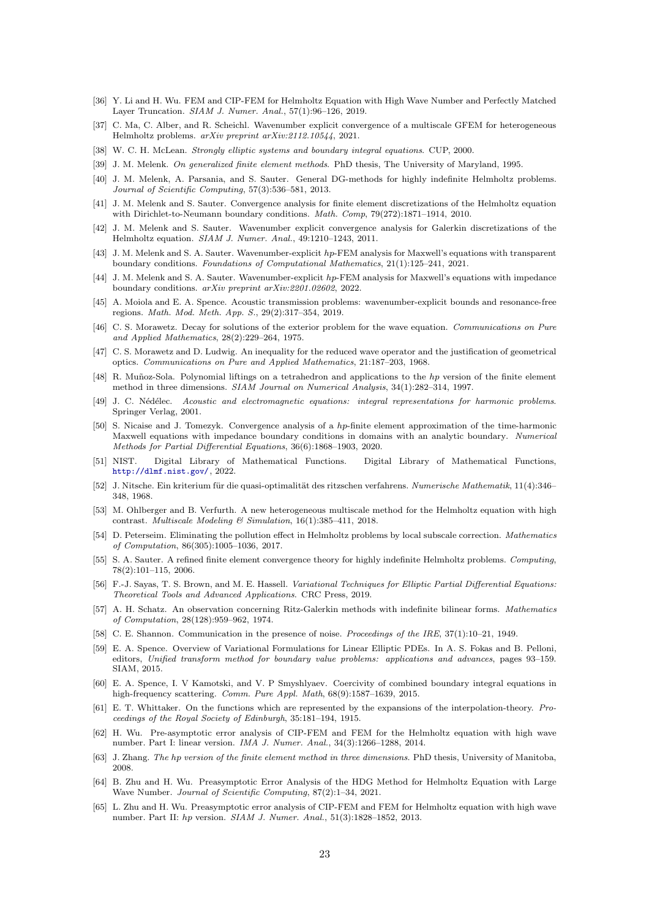[36] Y. Li and H. Wu. FEM and CIP-FEM for Helmholtz Equation with High Wave Number and Perfectly Matched Layer Truncation. *SIAM J. Numer. Anal.*, 57(1):96–126, 2019.

[37] C. Ma, C. Alber, and R. Scheichl. Wavenumber explicit convergence of a multiscale GFEM for heterogeneous Helmholtz problems. *arXiv preprint arXiv:2112.10544*, 2021.

[38] W. C. H. McLean. *Strongly elliptic systems and boundary integral equations*. CUP, 2000.

[39] J. M. Melenk. *On generalized finite element methods*. PhD thesis, The University of Maryland, 1995.

[40] J. M. Melenk, A. Parsania, and S. Sauter. General DG-methods for highly indefinite Helmholtz problems. *Journal of Scientific Computing*, 57(3):536–581, 2013.

[41] J. M. Melenk and S. Sauter. Convergence analysis for finite element discretizations of the Helmholtz equation with Dirichlet-to-Neumann boundary conditions. *Math. Comp*, 79(272):1871–1914, 2010.

[42] J. M. Melenk and S. Sauter. Wavenumber explicit convergence analysis for Galerkin discretizations of the Helmholtz equation. *SIAM J. Numer. Anal.*, 49:1210–1243, 2011.

[43] J. M. Melenk and S. A. Sauter. Wavenumber-explicit *hp*-FEM analysis for Maxwell's equations with transparent boundary conditions. *Foundations of Computational Mathematics*, 21(1):125–241, 2021.

[44] J. M. Melenk and S. A. Sauter. Wavenumber-explicit *hp*-FEM analysis for Maxwell's equations with impedance boundary conditions. *arXiv preprint arXiv:2201.02602*, 2022.

[45] A. Moiola and E. A. Spence. Acoustic transmission problems: wavenumber-explicit bounds and resonance-free regions. *Math. Mod. Meth. App. S.*, 29(2):317–354, 2019.

[46] C. S. Morawetz. Decay for solutions of the exterior problem for the wave equation. *Communications on Pure and Applied Mathematics*, 28(2):229–264, 1975.

[47] C. S. Morawetz and D. Ludwig. An inequality for the reduced wave operator and the justification of geometrical optics. *Communications on Pure and Applied Mathematics*, 21:187–203, 1968.

[48] R. Muñoz-Sola. Polynomial liftings on a tetrahedron and applications to the *hp* version of the finite element method in three dimensions. *SIAM Journal on Numerical Analysis*, 34(1):282–314, 1997.

[49] J. C. Nédélec. *Acoustic and electromagnetic equations: integral representations for harmonic problems*. Springer Verlag, 2001.

[50] S. Nicaise and J. Tomezyk. Convergence analysis of a *hp*-finite element approximation of the time-harmonic Maxwell equations with impedance boundary conditions in domains with an analytic boundary. *Numerical Methods for Partial Differential Equations*, 36(6):1868–1903, 2020.

[51] NIST. Digital Library of Mathematical Functions. Digital Library of Mathematical Functions, http://dlmf.nist.gov/, 2022.

[52] J. Nitsche. Ein kriterium für die quasi-optimalität des ritzschen verfahrens. *Numerische Mathematik*, 11(4):346–348, 1968.

[53] M. Ohlberger and B. Verfurth. A new heterogeneous multiscale method for the Helmholtz equation with high contrast. *Multiscale Modeling & Simulation*, 16(1):385–411, 2018.

[54] D. Peterseim. Eliminating the pollution effect in Helmholtz problems by local subscale correction. *Mathematics of Computation*, 86(305):1005–1036, 2017.

[55] S. A. Sauter. A refined finite element convergence theory for highly indefinite Helmholtz problems. *Computing*, 78(2):101–115, 2006.

[56] F.-J. Sayas, T. S. Brown, and M. E. Hassell. *Variational Techniques for Elliptic Partial Differential Equations: Theoretical Tools and Advanced Applications*. CRC Press, 2019.

[57] A. H. Schatz. An observation concerning Ritz-Galerkin methods with indefinite bilinear forms. *Mathematics of Computation*, 28(128):959–962, 1974.

[58] C. E. Shannon. Communication in the presence of noise. *Proceedings of the IRE*, 37(1):10–21, 1949.

[59] E. A. Spence. Overview of Variational Formulations for Linear Elliptic PDEs. In A. S. Fokas and B. Pelloni, editors, *Unified transform method for boundary value problems: applications and advances*, pages 93–159. SIAM, 2015.

[60] E. A. Spence, I. V Kamotski, and V. P Smyshlyaev. Coercivity of combined boundary integral equations in high-frequency scattering. *Comm. Pure Appl. Math*, 68(9):1587–1639, 2015.

[61] E. T. Whittaker. On the functions which are represented by the expansions of the interpolation-theory. *Proceedings of the Royal Society of Edinburgh*, 35:181–194, 1915.

[62] H. Wu. Pre-asymptotic error analysis of CIP-FEM and FEM for the Helmholtz equation with high wave number. Part I: linear version. *IMA J. Numer. Anal.*, 34(3):1266–1288, 2014.

[63] J. Zhang. *The hp version of the finite element method in three dimensions*. PhD thesis, University of Manitoba, 2008.

[64] B. Zhu and H. Wu. Preasymptotic Error Analysis of the HDG Method for Helmholtz Equation with Large Wave Number. *Journal of Scientific Computing*, 87(2):1–34, 2021.

[65] L. Zhu and H. Wu. Preasymptotic error analysis of CIP-FEM and FEM for Helmholtz equation with high wave number. Part II: *hp* version. *SIAM J. Numer. Anal.*, 51(3):1828–1852, 2013.